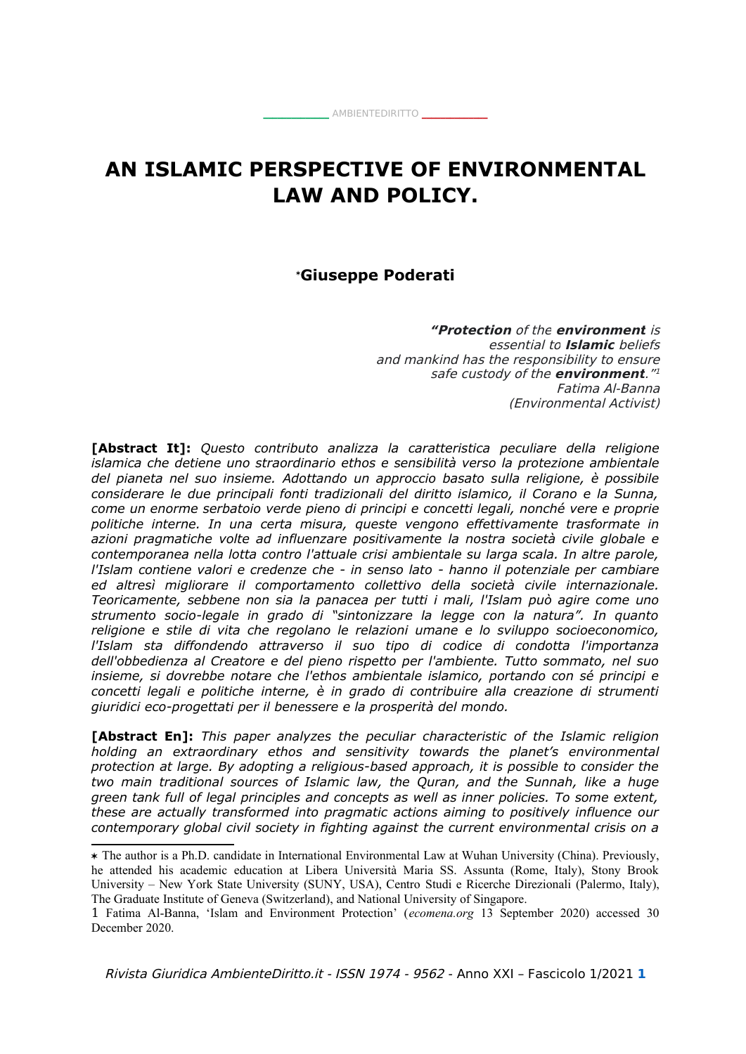# AN ISLAMIC PERSPECTIVE OF ENVIRONMENTAL LAW AND POLICY.

**[*]Giuseppe Poderati**

> ***"Protection** of the **environment** is essential to **Islamic** beliefs and mankind has the responsibility to ensure safe custody of the **environment**."[1]*
> *Fatima Al-Banna*
> *(Environmental Activist)*

**[Abstract It]:** *Questo contributo analizza la caratteristica peculiare della religione islamica che detiene uno straordinario ethos e sensibilità verso la protezione ambientale del pianeta nel suo insieme. Adottando un approccio basato sulla religione, è possibile considerare le due principali fonti tradizionali del diritto islamico, il Corano e la Sunna, come un enorme serbatoio verde pieno di principi e concetti legali, nonché vere e proprie politiche interne. In una certa misura, queste vengono effettivamente trasformate in azioni pragmatiche volte ad influenzare positivamente la nostra società civile globale e contemporanea nella lotta contro l'attuale crisi ambientale su larga scala. In altre parole, l'Islam contiene valori e credenze che - in senso lato - hanno il potenziale per cambiare ed altresì migliorare il comportamento collettivo della società civile internazionale. Teoricamente, sebbene non sia la panacea per tutti i mali, l'Islam può agire come uno strumento socio-legale in grado di "sintonizzare la legge con la natura". In quanto religione e stile di vita che regolano le relazioni umane e lo sviluppo socioeconomico, l'Islam sta diffondendo attraverso il suo tipo di codice di condotta l'importanza dell'obbedienza al Creatore e del pieno rispetto per l'ambiente. Tutto sommato, nel suo insieme, si dovrebbe notare che l'ethos ambientale islamico, portando con sé principi e concetti legali e politiche interne, è in grado di contribuire alla creazione di strumenti giuridici eco-progettati per il benessere e la prosperità del mondo.*

**[Abstract En]:** *This paper analyzes the peculiar characteristic of the Islamic religion holding an extraordinary ethos and sensitivity towards the planet's environmental protection at large. By adopting a religious-based approach, it is possible to consider the two main traditional sources of Islamic law, the Quran, and the Sunnah, like a huge green tank full of legal principles and concepts as well as inner policies. To some extent, these are actually transformed into pragmatic actions aiming to positively influence our contemporary global civil society in fighting against the current environmental crisis on a*

---

[*] The author is a Ph.D. candidate in International Environmental Law at Wuhan University (China). Previously, he attended his academic education at Libera Università Maria SS. Assunta (Rome, Italy), Stony Brook University – New York State University (SUNY, USA), Centro Studi e Ricerche Direzionali (Palermo, Italy), The Graduate Institute of Geneva (Switzerland), and National University of Singapore.

[1] Fatima Al-Banna, 'Islam and Environment Protection' (*ecomena.org* 13 September 2020) accessed 30 December 2020.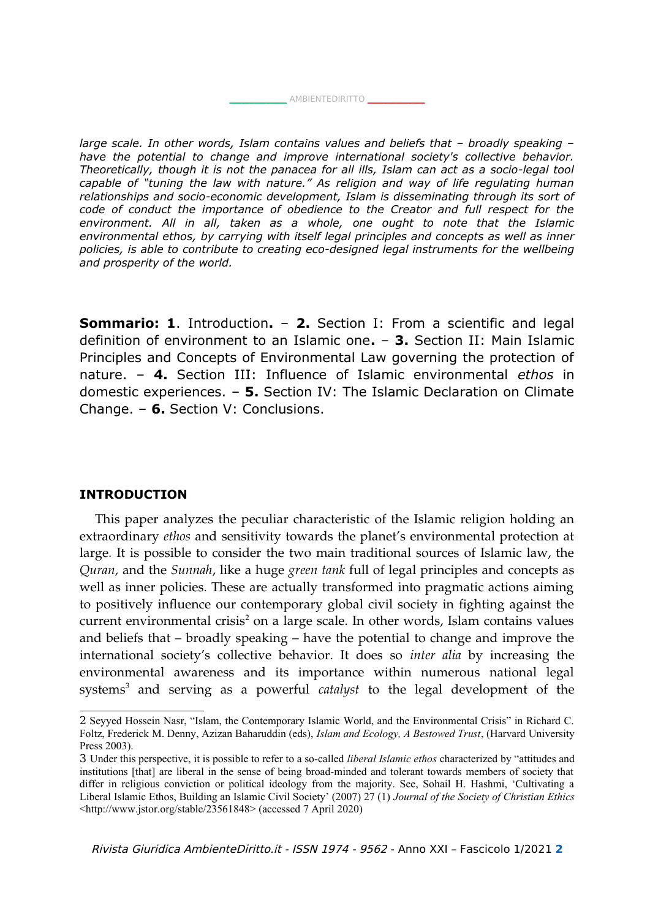*large scale. In other words, Islam contains values and beliefs that – broadly speaking – have the potential to change and improve international society's collective behavior. Theoretically, though it is not the panacea for all ills, Islam can act as a socio-legal tool capable of "tuning the law with nature." As religion and way of life regulating human relationships and socio-economic development, Islam is disseminating through its sort of code of conduct the importance of obedience to the Creator and full respect for the environment. All in all, taken as a whole, one ought to note that the Islamic environmental ethos, by carrying with itself legal principles and concepts as well as inner policies, is able to contribute to creating eco-designed legal instruments for the wellbeing and prosperity of the world.*

**Sommario: 1**. Introduction**.** – **2.** Section I: From a scientific and legal definition of environment to an Islamic one**.** – **3.** Section II: Main Islamic Principles and Concepts of Environmental Law governing the protection of nature. – **4.** Section III: Influence of Islamic environmental *ethos* in domestic experiences. – **5.** Section IV: The Islamic Declaration on Climate Change. – **6.** Section V: Conclusions.

## INTRODUCTION

This paper analyzes the peculiar characteristic of the Islamic religion holding an extraordinary *ethos* and sensitivity towards the planet's environmental protection at large. It is possible to consider the two main traditional sources of Islamic law, the *Quran,* and the *Sunnah*, like a huge *green tank* full of legal principles and concepts as well as inner policies. These are actually transformed into pragmatic actions aiming to positively influence our contemporary global civil society in fighting against the current environmental crisis[2] on a large scale. In other words, Islam contains values and beliefs that – broadly speaking – have the potential to change and improve the international society's collective behavior. It does so *inter alia* by increasing the environmental awareness and its importance within numerous national legal systems[3] and serving as a powerful *catalyst* to the legal development of the

2 Seyyed Hossein Nasr, "Islam, the Contemporary Islamic World, and the Environmental Crisis" in Richard C. Foltz, Frederick M. Denny, Azizan Baharuddin (eds), *Islam and Ecology, A Bestowed Trust*, (Harvard University Press 2003).

3 Under this perspective, it is possible to refer to a so-called *liberal Islamic ethos* characterized by "attitudes and institutions [that] are liberal in the sense of being broad-minded and tolerant towards members of society that differ in religious conviction or political ideology from the majority. See, Sohail H. Hashmi, 'Cultivating a Liberal Islamic Ethos, Building an Islamic Civil Society' (2007) 27 (1) *Journal of the Society of Christian Ethics* <http://www.jstor.org/stable/23561848> (accessed 7 April 2020)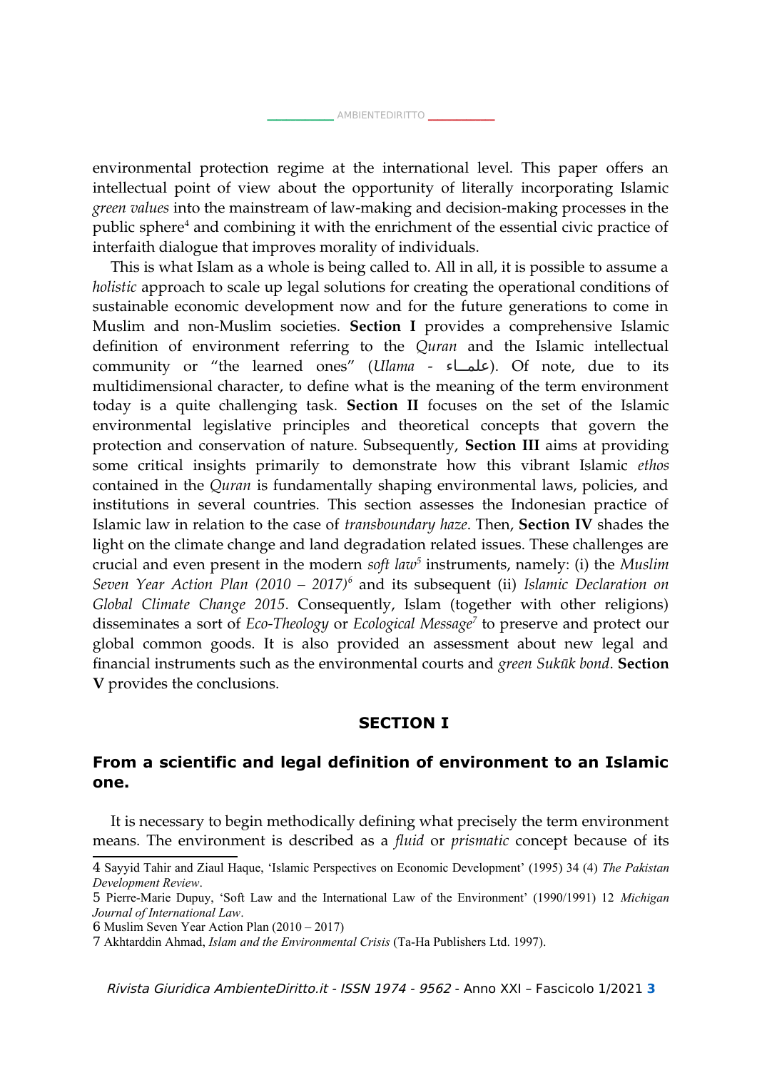environmental protection regime at the international level. This paper offers an intellectual point of view about the opportunity of literally incorporating Islamic *green values* into the mainstream of law-making and decision-making processes in the public sphere[4] and combining it with the enrichment of the essential civic practice of interfaith dialogue that improves morality of individuals.

This is what Islam as a whole is being called to. All in all, it is possible to assume a *holistic* approach to scale up legal solutions for creating the operational conditions of sustainable economic development now and for the future generations to come in Muslim and non-Muslim societies. **Section I** provides a comprehensive Islamic definition of environment referring to the *Quran* and the Islamic intellectual community or "the learned ones" (*Ulama* - علماء). Of note, due to its multidimensional character, to define what is the meaning of the term environment today is a quite challenging task. **Section II** focuses on the set of the Islamic environmental legislative principles and theoretical concepts that govern the protection and conservation of nature. Subsequently, **Section III** aims at providing some critical insights primarily to demonstrate how this vibrant Islamic *ethos* contained in the *Quran* is fundamentally shaping environmental laws, policies, and institutions in several countries. This section assesses the Indonesian practice of Islamic law in relation to the case of *transboundary haze*. Then, **Section IV** shades the light on the climate change and land degradation related issues. These challenges are crucial and even present in the modern *soft law*[5] instruments, namely: (i) the *Muslim Seven Year Action Plan (2010 – 2017)*[6] and its subsequent (ii) *Islamic Declaration on Global Climate Change 2015*. Consequently, Islam (together with other religions) disseminates a sort of *Eco-Theology* or *Ecological Message*[7] to preserve and protect our global common goods. It is also provided an assessment about new legal and financial instruments such as the environmental courts and *green Sukūk bond*. **Section V** provides the conclusions.

## SECTION I

### From a scientific and legal definition of environment to an Islamic one.

It is necessary to begin methodically defining what precisely the term environment means. The environment is described as a *fluid* or *prismatic* concept because of its

---

4 Sayyid Tahir and Ziaul Haque, 'Islamic Perspectives on Economic Development' (1995) 34 (4) *The Pakistan Development Review*.

5 Pierre-Marie Dupuy, 'Soft Law and the International Law of the Environment' (1990/1991) 12 *Michigan Journal of International Law*.

6 Muslim Seven Year Action Plan (2010 – 2017)

7 Akhtarddin Ahmad, *Islam and the Environmental Crisis* (Ta-Ha Publishers Ltd. 1997).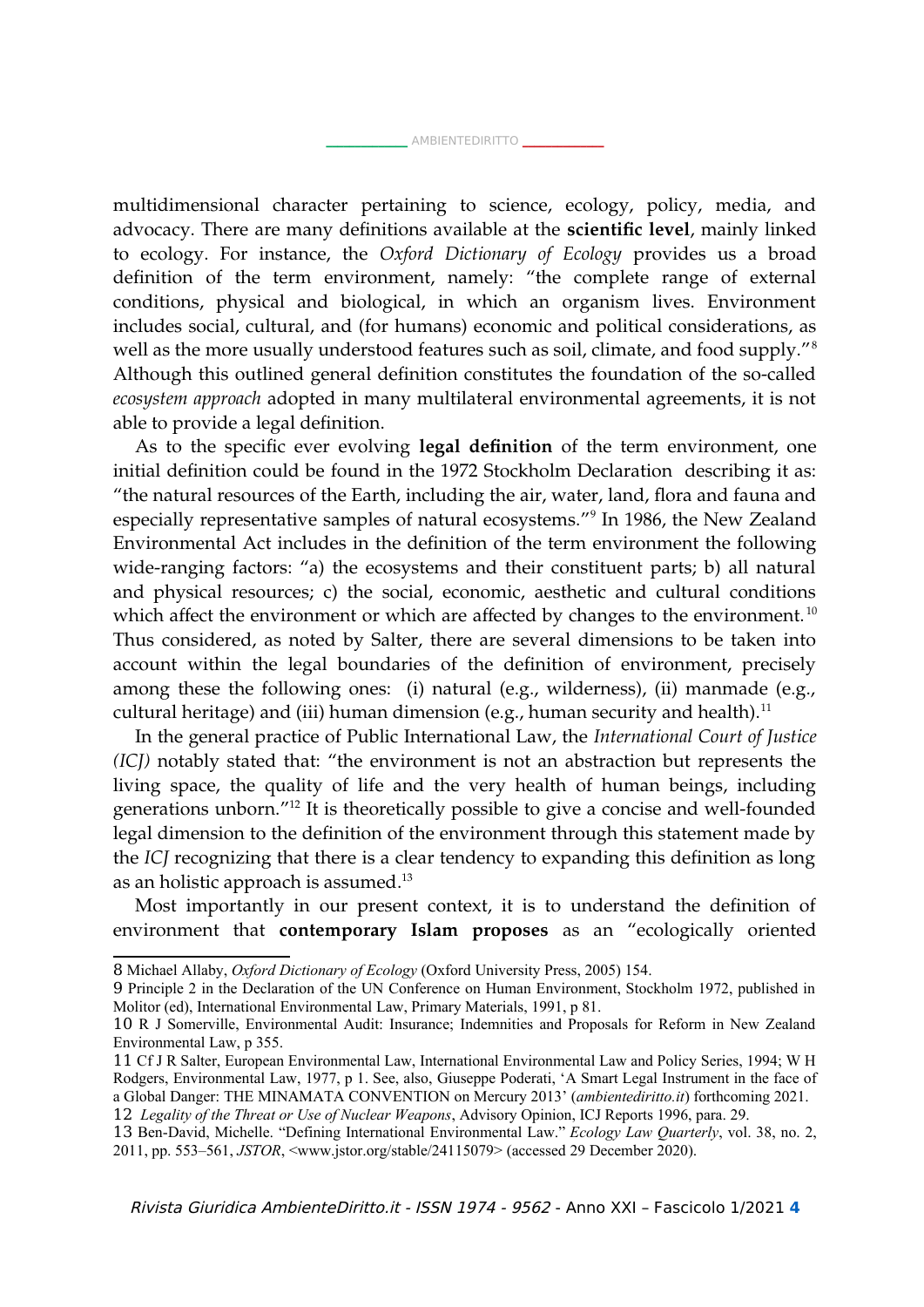multidimensional character pertaining to science, ecology, policy, media, and advocacy. There are many definitions available at the **scientific level**, mainly linked to ecology. For instance, the *Oxford Dictionary of Ecology* provides us a broad definition of the term environment, namely: "the complete range of external conditions, physical and biological, in which an organism lives. Environment includes social, cultural, and (for humans) economic and political considerations, as well as the more usually understood features such as soil, climate, and food supply."[8] Although this outlined general definition constitutes the foundation of the so-called *ecosystem approach* adopted in many multilateral environmental agreements, it is not able to provide a legal definition.

As to the specific ever evolving **legal definition** of the term environment, one initial definition could be found in the 1972 Stockholm Declaration describing it as: "the natural resources of the Earth, including the air, water, land, flora and fauna and especially representative samples of natural ecosystems."[9] In 1986, the New Zealand Environmental Act includes in the definition of the term environment the following wide-ranging factors: "a) the ecosystems and their constituent parts; b) all natural and physical resources; c) the social, economic, aesthetic and cultural conditions which affect the environment or which are affected by changes to the environment.[10] Thus considered, as noted by Salter, there are several dimensions to be taken into account within the legal boundaries of the definition of environment, precisely among these the following ones: (i) natural (e.g., wilderness), (ii) manmade (e.g., cultural heritage) and (iii) human dimension (e.g., human security and health).[11]

In the general practice of Public International Law, the *International Court of Justice (ICJ)* notably stated that: "the environment is not an abstraction but represents the living space, the quality of life and the very health of human beings, including generations unborn."[12] It is theoretically possible to give a concise and well-founded legal dimension to the definition of the environment through this statement made by the *ICJ* recognizing that there is a clear tendency to expanding this definition as long as an holistic approach is assumed.[13]

Most importantly in our present context, it is to understand the definition of environment that **contemporary Islam proposes** as an "ecologically oriented

---

8 Michael Allaby, *Oxford Dictionary of Ecology* (Oxford University Press, 2005) 154.

9 Principle 2 in the Declaration of the UN Conference on Human Environment, Stockholm 1972, published in Molitor (ed), International Environmental Law, Primary Materials, 1991, p 81.

10 R J Somerville, Environmental Audit: Insurance; Indemnities and Proposals for Reform in New Zealand Environmental Law, p 355.

11 Cf J R Salter, European Environmental Law, International Environmental Law and Policy Series, 1994; W H Rodgers, Environmental Law, 1977, p 1. See, also, Giuseppe Poderati, 'A Smart Legal Instrument in the face of a Global Danger: THE MINAMATA CONVENTION on Mercury 2013' (*ambientediritto.it*) forthcoming 2021.

12 *Legality of the Threat or Use of Nuclear Weapons*, Advisory Opinion, ICJ Reports 1996, para. 29.

13 Ben-David, Michelle. "Defining International Environmental Law." *Ecology Law Quarterly*, vol. 38, no. 2, 2011, pp. 553–561, *JSTOR*, <www.jstor.org/stable/24115079> (accessed 29 December 2020).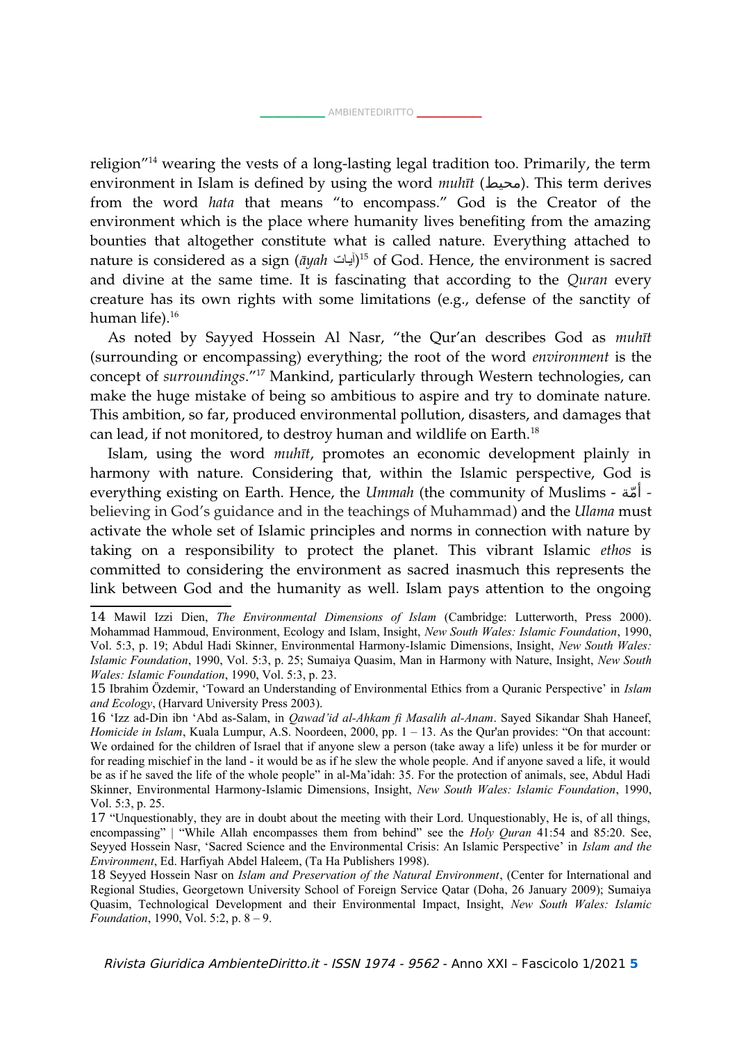religion"[14] wearing the vests of a long-lasting legal tradition too. Primarily, the term environment in Islam is defined by using the word *muhīt* (محيط). This term derives from the word *hata* that means "to encompass." God is the Creator of the environment which is the place where humanity lives benefiting from the amazing bounties that altogether constitute what is called nature. Everything attached to nature is considered as a sign (*āyah* آيات)[15] of God. Hence, the environment is sacred and divine at the same time. It is fascinating that according to the *Quran* every creature has its own rights with some limitations (e.g., defense of the sanctity of human life).[16]

As noted by Sayyed Hossein Al Nasr, "the Qur'an describes God as *muhīt* (surrounding or encompassing) everything; the root of the word *environment* is the concept of *surroundings*."[17] Mankind, particularly through Western technologies, can make the huge mistake of being so ambitious to aspire and try to dominate nature. This ambition, so far, produced environmental pollution, disasters, and damages that can lead, if not monitored, to destroy human and wildlife on Earth.[18]

Islam, using the word *muhīt*, promotes an economic development plainly in harmony with nature. Considering that, within the Islamic perspective, God is everything existing on Earth. Hence, the *Ummah* (the community of Muslims - أمّة - believing in God's guidance and in the teachings of Muhammad) and the *Ulama* must activate the whole set of Islamic principles and norms in connection with nature by taking on a responsibility to protect the planet. This vibrant Islamic *ethos* is committed to considering the environment as sacred inasmuch this represents the link between God and the humanity as well. Islam pays attention to the ongoing

---

14 Mawil Izzi Dien, *The Environmental Dimensions of Islam* (Cambridge: Lutterworth, Press 2000). Mohammad Hammoud, Environment, Ecology and Islam, Insight, *New South Wales: Islamic Foundation*, 1990, Vol. 5:3, p. 19; Abdul Hadi Skinner, Environmental Harmony-Islamic Dimensions, Insight, *New South Wales: Islamic Foundation*, 1990, Vol. 5:3, p. 25; Sumaiya Quasim, Man in Harmony with Nature, Insight, *New South Wales: Islamic Foundation*, 1990, Vol. 5:3, p. 23.

15 Ibrahim Özdemir, 'Toward an Understanding of Environmental Ethics from a Quranic Perspective' in *Islam and Ecology*, (Harvard University Press 2003).

16 'Izz ad-Din ibn 'Abd as-Salam, in *Qawad'id al-Ahkam fi Masalih al-Anam*. Sayed Sikandar Shah Haneef, *Homicide in Islam*, Kuala Lumpur, A.S. Noordeen, 2000, pp. 1 – 13. As the Qur'an provides: "On that account: We ordained for the children of Israel that if anyone slew a person (take away a life) unless it be for murder or for reading mischief in the land - it would be as if he slew the whole people. And if anyone saved a life, it would be as if he saved the life of the whole people" in al-Ma'idah: 35. For the protection of animals, see, Abdul Hadi Skinner, Environmental Harmony-Islamic Dimensions, Insight, *New South Wales: Islamic Foundation*, 1990, Vol. 5:3, p. 25.

17 "Unquestionably, they are in doubt about the meeting with their Lord. Unquestionably, He is, of all things, encompassing" | "While Allah encompasses them from behind" see the *Holy Quran* 41:54 and 85:20. See, Seyyed Hossein Nasr, 'Sacred Science and the Environmental Crisis: An Islamic Perspective' in *Islam and the Environment*, Ed. Harfiyah Abdel Haleem, (Ta Ha Publishers 1998).

18 Seyyed Hossein Nasr on *Islam and Preservation of the Natural Environment*, (Center for International and Regional Studies, Georgetown University School of Foreign Service Qatar (Doha, 26 January 2009); Sumaiya Quasim, Technological Development and their Environmental Impact, Insight, *New South Wales: Islamic Foundation*, 1990, Vol. 5:2, p. 8 – 9.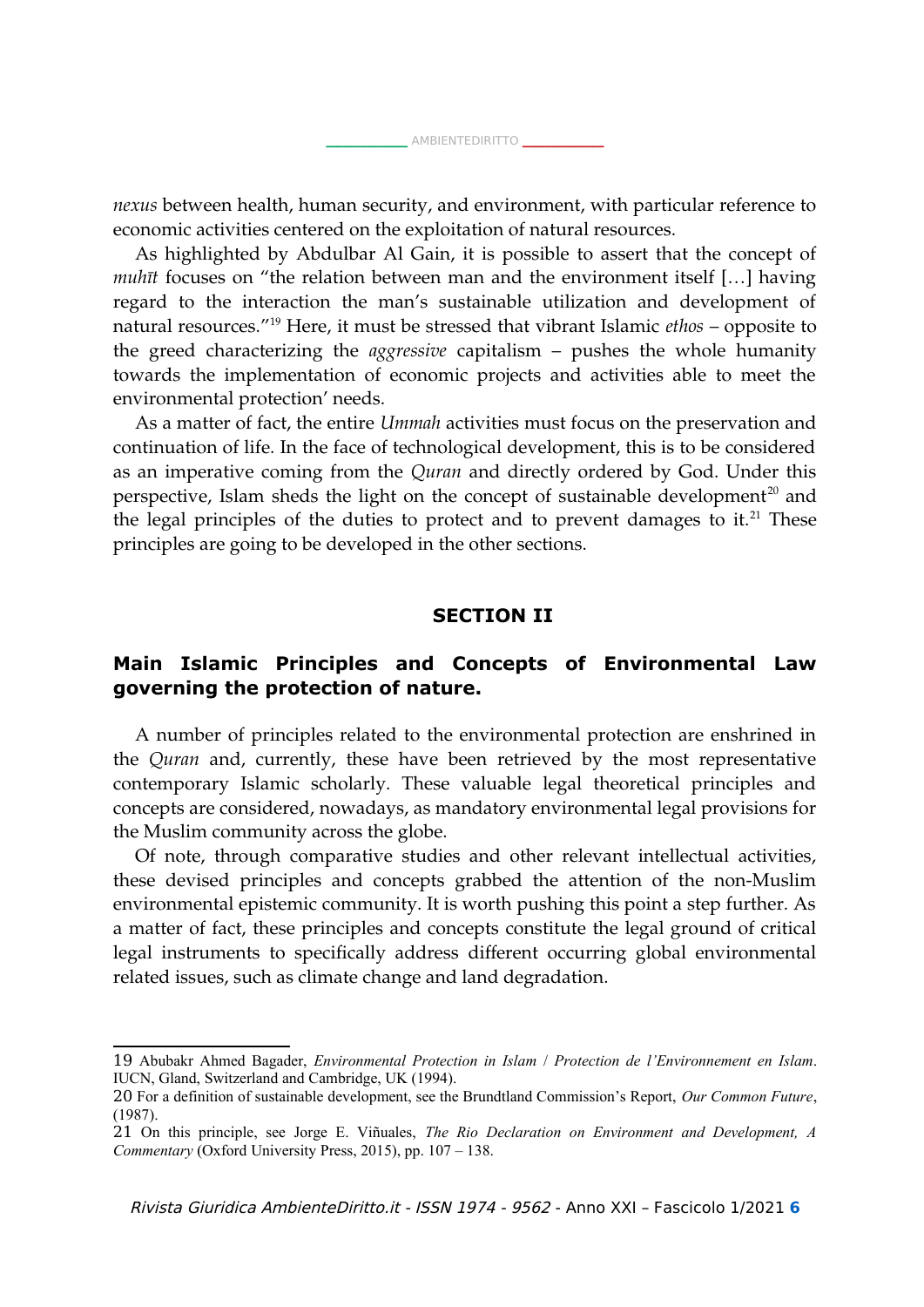*nexus* between health, human security, and environment, with particular reference to economic activities centered on the exploitation of natural resources.

As highlighted by Abdulbar Al Gain, it is possible to assert that the concept of *muhīt* focuses on "the relation between man and the environment itself […] having regard to the interaction the man's sustainable utilization and development of natural resources."[19] Here, it must be stressed that vibrant Islamic *ethos* – opposite to the greed characterizing the *aggressive* capitalism – pushes the whole humanity towards the implementation of economic projects and activities able to meet the environmental protection' needs.

As a matter of fact, the entire *Ummah* activities must focus on the preservation and continuation of life. In the face of technological development, this is to be considered as an imperative coming from the *Quran* and directly ordered by God. Under this perspective, Islam sheds the light on the concept of sustainable development[20] and the legal principles of the duties to protect and to prevent damages to it.[21] These principles are going to be developed in the other sections.

## SECTION II

## Main Islamic Principles and Concepts of Environmental Law governing the protection of nature.

A number of principles related to the environmental protection are enshrined in the *Quran* and, currently, these have been retrieved by the most representative contemporary Islamic scholarly. These valuable legal theoretical principles and concepts are considered, nowadays, as mandatory environmental legal provisions for the Muslim community across the globe.

Of note, through comparative studies and other relevant intellectual activities, these devised principles and concepts grabbed the attention of the non-Muslim environmental epistemic community. It is worth pushing this point a step further. As a matter of fact, these principles and concepts constitute the legal ground of critical legal instruments to specifically address different occurring global environmental related issues, such as climate change and land degradation.

---

19 Abubakr Ahmed Bagader, *Environmental Protection in Islam* / *Protection de l'Environnement en Islam*. IUCN, Gland, Switzerland and Cambridge, UK (1994).

20 For a definition of sustainable development, see the Brundtland Commission's Report, *Our Common Future*, (1987).

21 On this principle, see Jorge E. Viñuales, *The Rio Declaration on Environment and Development, A Commentary* (Oxford University Press, 2015), pp. 107 – 138.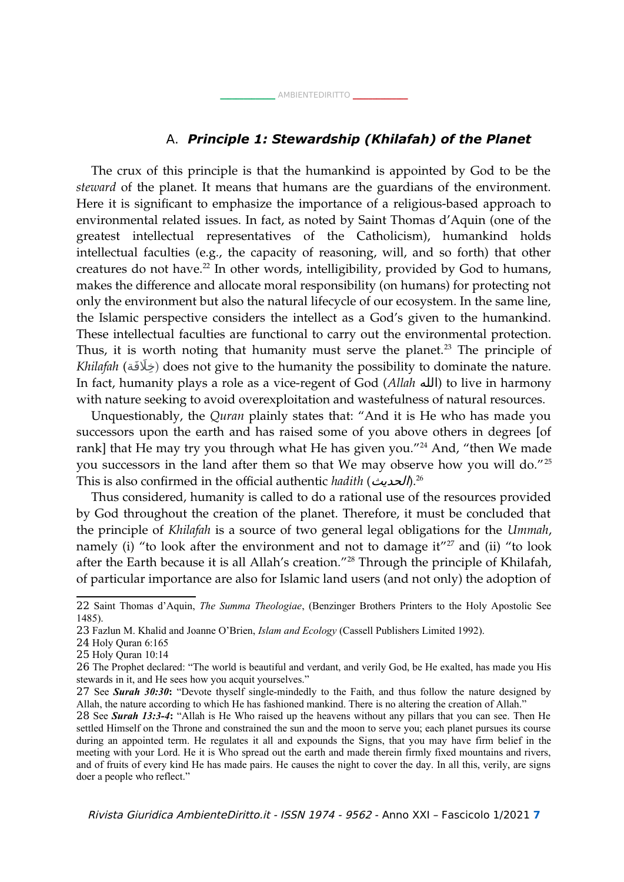### A. *Principle 1: Stewardship (Khilafah) of the Planet*

The crux of this principle is that the humankind is appointed by God to be the *steward* of the planet. It means that humans are the guardians of the environment. Here it is significant to emphasize the importance of a religious-based approach to environmental related issues. In fact, as noted by Saint Thomas d'Aquin (one of the greatest intellectual representatives of the Catholicism), humankind holds intellectual faculties (e.g., the capacity of reasoning, will, and so forth) that other creatures do not have.[22] In other words, intelligibility, provided by God to humans, makes the difference and allocate moral responsibility (on humans) for protecting not only the environment but also the natural lifecycle of our ecosystem. In the same line, the Islamic perspective considers the intellect as a God's given to the humankind. These intellectual faculties are functional to carry out the environmental protection. Thus, it is worth noting that humanity must serve the planet.[23] The principle of *Khilafah* (خِلَافَة) does not give to the humanity the possibility to dominate the nature. In fact, humanity plays a role as a vice-regent of God (*Allah* الله) to live in harmony with nature seeking to avoid overexploitation and wastefulness of natural resources.

Unquestionably, the *Quran* plainly states that: "And it is He who has made you successors upon the earth and has raised some of you above others in degrees [of rank] that He may try you through what He has given you."[24] And, "then We made you successors in the land after them so that We may observe how you will do."[25] This is also confirmed in the official authentic *hadith* (الحديث).[26]

Thus considered, humanity is called to do a rational use of the resources provided by God throughout the creation of the planet. Therefore, it must be concluded that the principle of *Khilafah* is a source of two general legal obligations for the *Ummah*, namely (i) "to look after the environment and not to damage it"[27] and (ii) "to look after the Earth because it is all Allah's creation."[28] Through the principle of Khilafah, of particular importance are also for Islamic land users (and not only) the adoption of

---

22 Saint Thomas d'Aquin, *The Summa Theologiae*, (Benzinger Brothers Printers to the Holy Apostolic See 1485).

23 Fazlun M. Khalid and Joanne O'Brien, *Islam and Ecology* (Cassell Publishers Limited 1992).

24 Holy Quran 6:165

25 Holy Quran 10:14

26 The Prophet declared: "The world is beautiful and verdant, and verily God, be He exalted, has made you His stewards in it, and He sees how you acquit yourselves."

27 See ***Surah 30:30***: "Devote thyself single-mindedly to the Faith, and thus follow the nature designed by Allah, the nature according to which He has fashioned mankind. There is no altering the creation of Allah."

28 See ***Surah 13:3-4***: "Allah is He Who raised up the heavens without any pillars that you can see. Then He settled Himself on the Throne and constrained the sun and the moon to serve you; each planet pursues its course during an appointed term. He regulates it all and expounds the Signs, that you may have firm belief in the meeting with your Lord. He it is Who spread out the earth and made therein firmly fixed mountains and rivers, and of fruits of every kind He has made pairs. He causes the night to cover the day. In all this, verily, are signs doer a people who reflect."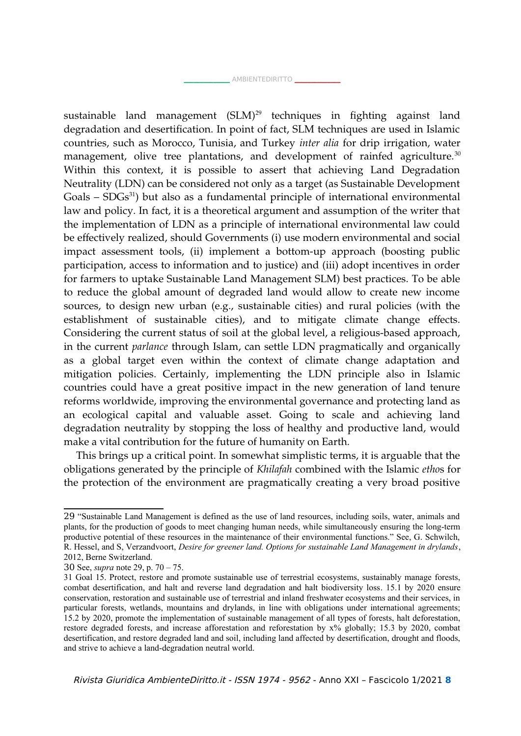sustainable land management (SLM)[29] techniques in fighting against land degradation and desertification. In point of fact, SLM techniques are used in Islamic countries, such as Morocco, Tunisia, and Turkey *inter alia* for drip irrigation, water management, olive tree plantations, and development of rainfed agriculture.[30] Within this context, it is possible to assert that achieving Land Degradation Neutrality (LDN) can be considered not only as a target (as Sustainable Development Goals – SDGs[31]) but also as a fundamental principle of international environmental law and policy. In fact, it is a theoretical argument and assumption of the writer that the implementation of LDN as a principle of international environmental law could be effectively realized, should Governments (i) use modern environmental and social impact assessment tools, (ii) implement a bottom-up approach (boosting public participation, access to information and to justice) and (iii) adopt incentives in order for farmers to uptake Sustainable Land Management SLM) best practices. To be able to reduce the global amount of degraded land would allow to create new income sources, to design new urban (e.g., sustainable cities) and rural policies (with the establishment of sustainable cities), and to mitigate climate change effects. Considering the current status of soil at the global level, a religious-based approach, in the current *parlance* through Islam, can settle LDN pragmatically and organically as a global target even within the context of climate change adaptation and mitigation policies. Certainly, implementing the LDN principle also in Islamic countries could have a great positive impact in the new generation of land tenure reforms worldwide, improving the environmental governance and protecting land as an ecological capital and valuable asset. Going to scale and achieving land degradation neutrality by stopping the loss of healthy and productive land, would make a vital contribution for the future of humanity on Earth.

This brings up a critical point. In somewhat simplistic terms, it is arguable that the obligations generated by the principle of *Khilafah* combined with the Islamic *etho*s for the protection of the environment are pragmatically creating a very broad positive

---

29 "Sustainable Land Management is defined as the use of land resources, including soils, water, animals and plants, for the production of goods to meet changing human needs, while simultaneously ensuring the long-term productive potential of these resources in the maintenance of their environmental functions." See, G. Schwilch, R. Hessel, and S, Verzandvoort, *Desire for greener land. Options for sustainable Land Management in drylands*, 2012, Berne Switzerland.

30 See, *supra* note 29, p. 70 – 75.

31 Goal 15. Protect, restore and promote sustainable use of terrestrial ecosystems, sustainably manage forests, combat desertification, and halt and reverse land degradation and halt biodiversity loss. 15.1 by 2020 ensure conservation, restoration and sustainable use of terrestrial and inland freshwater ecosystems and their services, in particular forests, wetlands, mountains and drylands, in line with obligations under international agreements; 15.2 by 2020, promote the implementation of sustainable management of all types of forests, halt deforestation, restore degraded forests, and increase afforestation and reforestation by x% globally; 15.3 by 2020, combat desertification, and restore degraded land and soil, including land affected by desertification, drought and floods, and strive to achieve a land-degradation neutral world.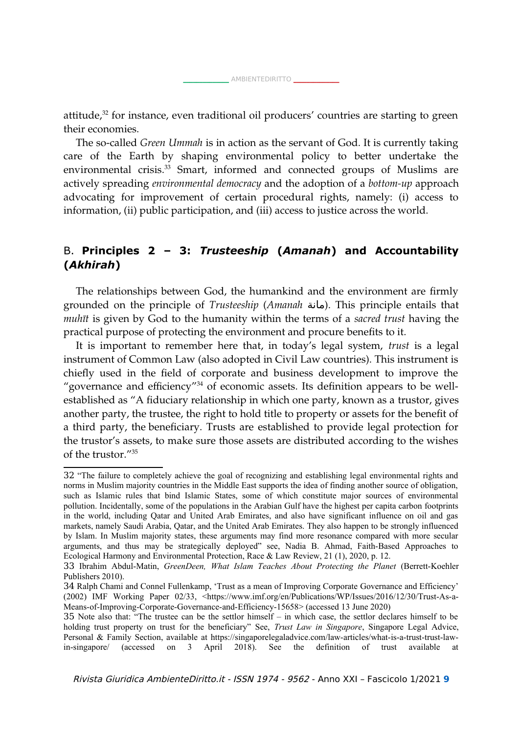attitude,[32] for instance, even traditional oil producers' countries are starting to green their economies.

The so-called *Green Ummah* is in action as the servant of God. It is currently taking care of the Earth by shaping environmental policy to better undertake the environmental crisis.[33] Smart, informed and connected groups of Muslims are actively spreading *environmental democracy* and the adoption of a *bottom-up* approach advocating for improvement of certain procedural rights, namely: (i) access to information, (ii) public participation, and (iii) access to justice across the world.

## B. **Principles 2 – 3: *Trusteeship* (*Amanah*) and Accountability (*Akhirah*)**

The relationships between God, the humankind and the environment are firmly grounded on the principle of *Trusteeship* (*Amanah* مانة). This principle entails that *muhīt* is given by God to the humanity within the terms of a *sacred trust* having the practical purpose of protecting the environment and procure benefits to it.

It is important to remember here that, in today's legal system, *trust* is a legal instrument of Common Law (also adopted in Civil Law countries). This instrument is chiefly used in the field of corporate and business development to improve the "governance and efficiency"[34] of economic assets. Its definition appears to be well-established as "A fiduciary relationship in which one party, known as a trustor, gives another party, the trustee, the right to hold title to property or assets for the benefit of a third party, the beneficiary. Trusts are established to provide legal protection for the trustor's assets, to make sure those assets are distributed according to the wishes of the trustor."[35]

---

32 "The failure to completely achieve the goal of recognizing and establishing legal environmental rights and norms in Muslim majority countries in the Middle East supports the idea of finding another source of obligation, such as Islamic rules that bind Islamic States, some of which constitute major sources of environmental pollution. Incidentally, some of the populations in the Arabian Gulf have the highest per capita carbon footprints in the world, including Qatar and United Arab Emirates, and also have significant influence on oil and gas markets, namely Saudi Arabia, Qatar, and the United Arab Emirates. They also happen to be strongly influenced by Islam. In Muslim majority states, these arguments may find more resonance compared with more secular arguments, and thus may be strategically deployed" see, Nadia B. Ahmad, Faith-Based Approaches to Ecological Harmony and Environmental Protection, Race & Law Review, 21 (1), 2020, p. 12.

33 Ibrahim Abdul-Matin, *GreenDeen, What Islam Teaches About Protecting the Planet* (Berrett-Koehler Publishers 2010).

34 Ralph Chami and Connel Fullenkamp, 'Trust as a mean of Improving Corporate Governance and Efficiency' (2002) IMF Working Paper 02/33, <https://www.imf.org/en/Publications/WP/Issues/2016/12/30/Trust-As-a-Means-of-Improving-Corporate-Governance-and-Efficiency-15658> (accessed 13 June 2020)

35 Note also that: "The trustee can be the settlor himself – in which case, the settlor declares himself to be holding trust property on trust for the beneficiary" See, *Trust Law in Singapore*, Singapore Legal Advice, Personal & Family Section, available at https://singaporelegaladvice.com/law-articles/what-is-a-trust-trust-law-in-singapore/ (accessed on 3 April 2018). See the definition of trust available at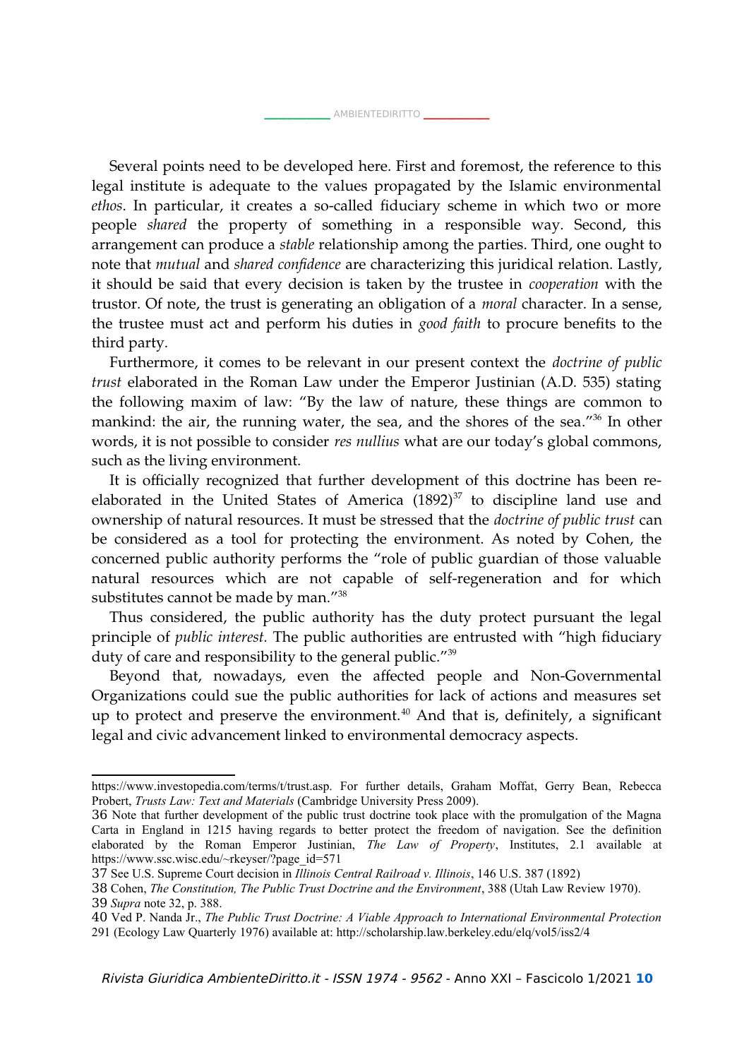Several points need to be developed here. First and foremost, the reference to this legal institute is adequate to the values propagated by the Islamic environmental *ethos*. In particular, it creates a so-called fiduciary scheme in which two or more people *shared* the property of something in a responsible way. Second, this arrangement can produce a *stable* relationship among the parties. Third, one ought to note that *mutual* and *shared confidence* are characterizing this juridical relation. Lastly, it should be said that every decision is taken by the trustee in *cooperation* with the trustor. Of note, the trust is generating an obligation of a *moral* character. In a sense, the trustee must act and perform his duties in *good faith* to procure benefits to the third party.

Furthermore, it comes to be relevant in our present context the *doctrine of public trust* elaborated in the Roman Law under the Emperor Justinian (A.D. 535) stating the following maxim of law: "By the law of nature, these things are common to mankind: the air, the running water, the sea, and the shores of the sea."[36] In other words, it is not possible to consider *res nullius* what are our today's global commons, such as the living environment.

It is officially recognized that further development of this doctrine has been re-elaborated in the United States of America (1892)[37] to discipline land use and ownership of natural resources. It must be stressed that the *doctrine of public trust* can be considered as a tool for protecting the environment. As noted by Cohen, the concerned public authority performs the "role of public guardian of those valuable natural resources which are not capable of self-regeneration and for which substitutes cannot be made by man."[38]

Thus considered, the public authority has the duty protect pursuant the legal principle of *public interest.* The public authorities are entrusted with "high fiduciary duty of care and responsibility to the general public."[39]

Beyond that, nowadays, even the affected people and Non-Governmental Organizations could sue the public authorities for lack of actions and measures set up to protect and preserve the environment.[40] And that is, definitely, a significant legal and civic advancement linked to environmental democracy aspects.

---

https://www.investopedia.com/terms/t/trust.asp. For further details, Graham Moffat, Gerry Bean, Rebecca Probert, *Trusts Law: Text and Materials* (Cambridge University Press 2009).

36 Note that further development of the public trust doctrine took place with the promulgation of the Magna Carta in England in 1215 having regards to better protect the freedom of navigation. See the definition elaborated by the Roman Emperor Justinian, *The Law of Property*, Institutes, 2.1 available at https://www.ssc.wisc.edu/~rkeyser/?page_id=571

37 See U.S. Supreme Court decision in *Illinois Central Railroad v. Illinois*, 146 U.S. 387 (1892)

38 Cohen, *The Constitution, The Public Trust Doctrine and the Environment*, 388 (Utah Law Review 1970).

39 *Supra* note 32, p. 388.

40 Ved P. Nanda Jr., *The Public Trust Doctrine: A Viable Approach to International Environmental Protection* 291 (Ecology Law Quarterly 1976) available at: http://scholarship.law.berkeley.edu/elq/vol5/iss2/4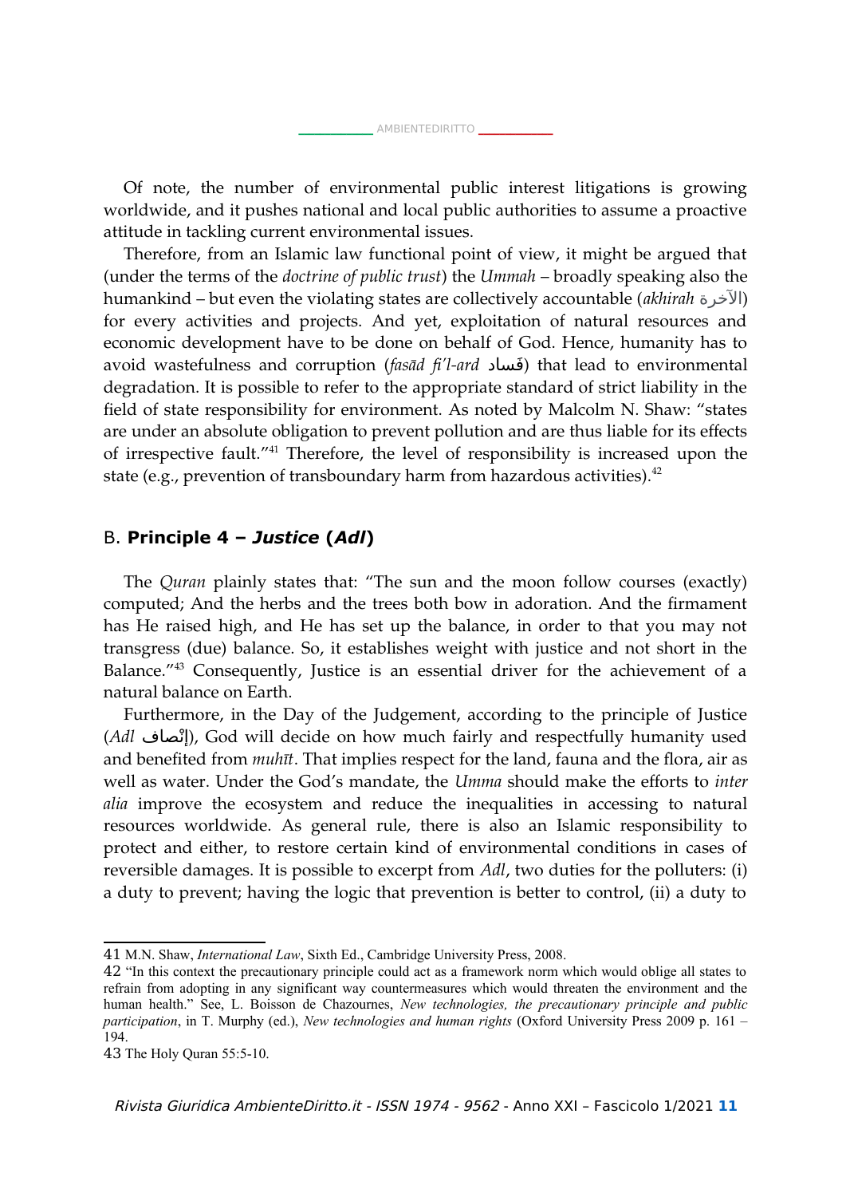Of note, the number of environmental public interest litigations is growing worldwide, and it pushes national and local public authorities to assume a proactive attitude in tackling current environmental issues.

Therefore, from an Islamic law functional point of view, it might be argued that (under the terms of the *doctrine of public trust*) the *Ummah* – broadly speaking also the humankind – but even the violating states are collectively accountable (*akhirah* الآخرة) for every activities and projects. And yet, exploitation of natural resources and economic development have to be done on behalf of God. Hence, humanity has to avoid wastefulness and corruption (*fasād fi'l-ard* فساد) that lead to environmental degradation. It is possible to refer to the appropriate standard of strict liability in the field of state responsibility for environment. As noted by Malcolm N. Shaw: "states are under an absolute obligation to prevent pollution and are thus liable for its effects of irrespective fault."[41] Therefore, the level of responsibility is increased upon the state (e.g., prevention of transboundary harm from hazardous activities).[42]

## B. **Principle 4 – *Justice* (*Adl*)**

The *Quran* plainly states that: "The sun and the moon follow courses (exactly) computed; And the herbs and the trees both bow in adoration. And the firmament has He raised high, and He has set up the balance, in order to that you may not transgress (due) balance. So, it establishes weight with justice and not short in the Balance."[43] Consequently, Justice is an essential driver for the achievement of a natural balance on Earth.

Furthermore, in the Day of the Judgement, according to the principle of Justice (*Adl* إِنْصاف), God will decide on how much fairly and respectfully humanity used and benefited from *muhīt*. That implies respect for the land, fauna and the flora, air as well as water. Under the God's mandate, the *Umma* should make the efforts to *inter alia* improve the ecosystem and reduce the inequalities in accessing to natural resources worldwide. As general rule, there is also an Islamic responsibility to protect and either, to restore certain kind of environmental conditions in cases of reversible damages. It is possible to excerpt from *Adl*, two duties for the polluters: (i) a duty to prevent; having the logic that prevention is better to control, (ii) a duty to

---

41 M.N. Shaw, *International Law*, Sixth Ed., Cambridge University Press, 2008.

42 "In this context the precautionary principle could act as a framework norm which would oblige all states to refrain from adopting in any significant way countermeasures which would threaten the environment and the human health." See, L. Boisson de Chazournes, *New technologies, the precautionary principle and public participation*, in T. Murphy (ed.), *New technologies and human rights* (Oxford University Press 2009 p. 161 – 194.

43 The Holy Quran 55:5-10.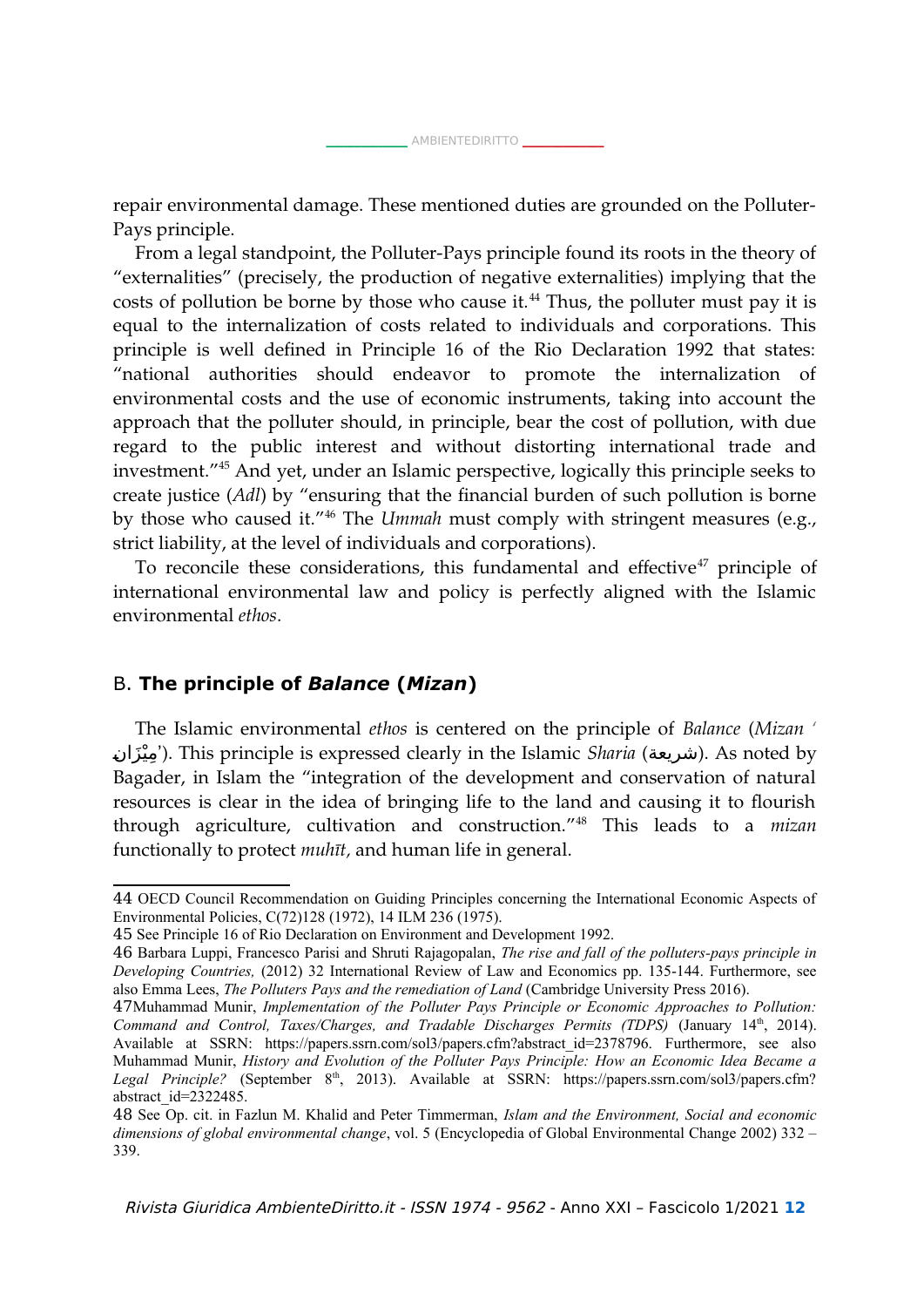repair environmental damage. These mentioned duties are grounded on the Polluter-Pays principle.

From a legal standpoint, the Polluter-Pays principle found its roots in the theory of "externalities" (precisely, the production of negative externalities) implying that the costs of pollution be borne by those who cause it.[44] Thus, the polluter must pay it is equal to the internalization of costs related to individuals and corporations. This principle is well defined in Principle 16 of the Rio Declaration 1992 that states: "national authorities should endeavor to promote the internalization of environmental costs and the use of economic instruments, taking into account the approach that the polluter should, in principle, bear the cost of pollution, with due regard to the public interest and without distorting international trade and investment."[45] And yet, under an Islamic perspective, logically this principle seeks to create justice (*Adl*) by "ensuring that the financial burden of such pollution is borne by those who caused it."[46] The *Ummah* must comply with stringent measures (e.g., strict liability, at the level of individuals and corporations).

To reconcile these considerations, this fundamental and effective[47] principle of international environmental law and policy is perfectly aligned with the Islamic environmental *ethos*.

## B. **The principle of *Balance* (*Mizan*)**

The Islamic environmental *ethos* is centered on the principle of *Balance* (*Mizan* 'مِيْزَان'). This principle is expressed clearly in the Islamic *Sharia* (شريعة). As noted by Bagader, in Islam the "integration of the development and conservation of natural resources is clear in the idea of bringing life to the land and causing it to flourish through agriculture, cultivation and construction."[48] This leads to a *mizan* functionally to protect *muhīt*, and human life in general.

---

44 OECD Council Recommendation on Guiding Principles concerning the International Economic Aspects of Environmental Policies, C(72)128 (1972), 14 ILM 236 (1975).

45 See Principle 16 of Rio Declaration on Environment and Development 1992.

46 Barbara Luppi, Francesco Parisi and Shruti Rajagopalan, *The rise and fall of the polluters-pays principle in Developing Countries,* (2012) 32 International Review of Law and Economics pp. 135-144. Furthermore, see also Emma Lees, *The Polluters Pays and the remediation of Land* (Cambridge University Press 2016).

47 Muhammad Munir, *Implementation of the Polluter Pays Principle or Economic Approaches to Pollution: Command and Control, Taxes/Charges, and Tradable Discharges Permits (TDPS)* (January 14th, 2014). Available at SSRN: https://papers.ssrn.com/sol3/papers.cfm?abstract_id=2378796. Furthermore, see also Muhammad Munir, *History and Evolution of the Polluter Pays Principle: How an Economic Idea Became a Legal Principle?* (September 8th, 2013). Available at SSRN: https://papers.ssrn.com/sol3/papers.cfm?abstract_id=2322485.

48 See Op. cit. in Fazlun M. Khalid and Peter Timmerman, *Islam and the Environment, Social and economic dimensions of global environmental change*, vol. 5 (Encyclopedia of Global Environmental Change 2002) 332 – 339.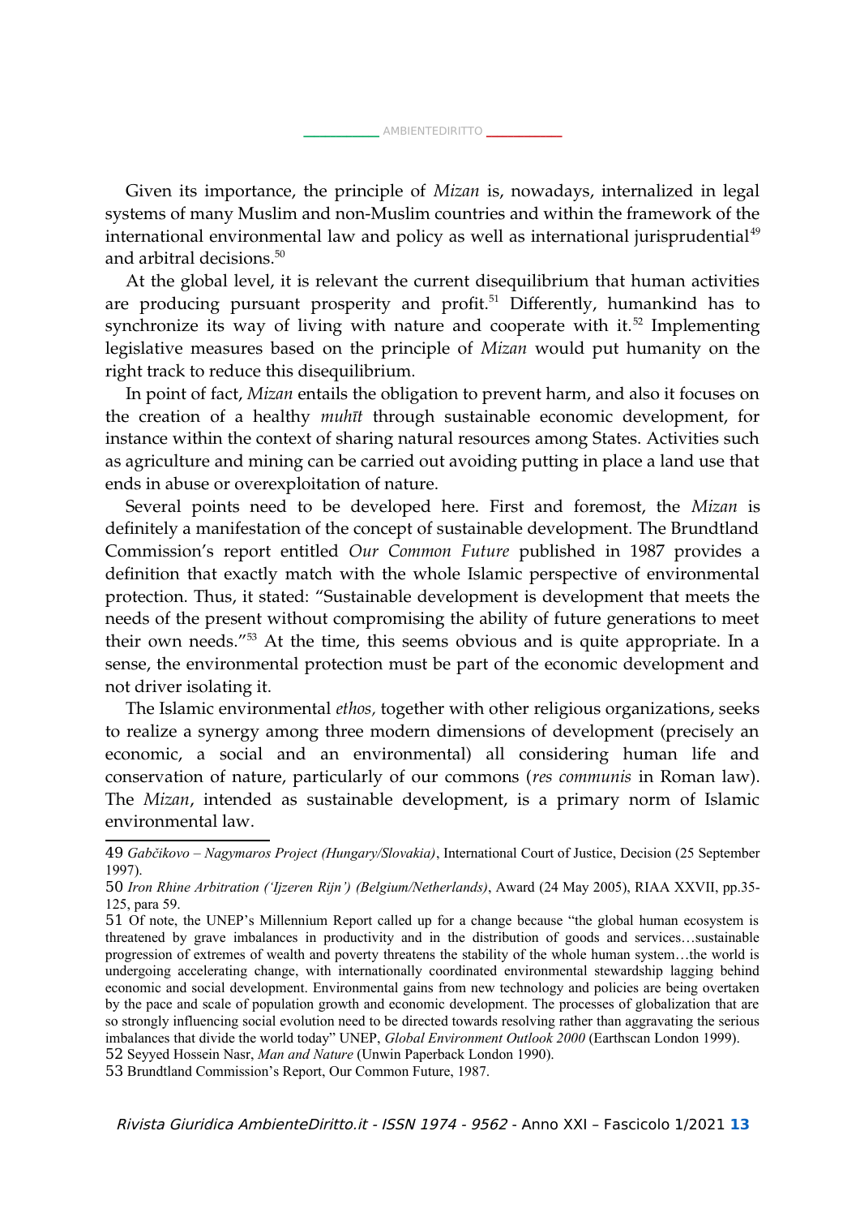Given its importance, the principle of *Mizan* is, nowadays, internalized in legal systems of many Muslim and non-Muslim countries and within the framework of the international environmental law and policy as well as international jurisprudential[49] and arbitral decisions.[50]

At the global level, it is relevant the current disequilibrium that human activities are producing pursuant prosperity and profit.[51] Differently, humankind has to synchronize its way of living with nature and cooperate with it.[52] Implementing legislative measures based on the principle of *Mizan* would put humanity on the right track to reduce this disequilibrium.

In point of fact, *Mizan* entails the obligation to prevent harm, and also it focuses on the creation of a healthy *muhīt* through sustainable economic development, for instance within the context of sharing natural resources among States. Activities such as agriculture and mining can be carried out avoiding putting in place a land use that ends in abuse or overexploitation of nature.

Several points need to be developed here. First and foremost, the *Mizan* is definitely a manifestation of the concept of sustainable development. The Brundtland Commission's report entitled *Our Common Future* published in 1987 provides a definition that exactly match with the whole Islamic perspective of environmental protection. Thus, it stated: "Sustainable development is development that meets the needs of the present without compromising the ability of future generations to meet their own needs."[53] At the time, this seems obvious and is quite appropriate. In a sense, the environmental protection must be part of the economic development and not driver isolating it.

The Islamic environmental *ethos,* together with other religious organizations, seeks to realize a synergy among three modern dimensions of development (precisely an economic, a social and an environmental) all considering human life and conservation of nature, particularly of our commons (*res communis* in Roman law). The *Mizan*, intended as sustainable development, is a primary norm of Islamic environmental law.

---

49 *Gabčikovo – Nagymaros Project (Hungary/Slovakia)*, International Court of Justice, Decision (25 September 1997).

50 *Iron Rhine Arbitration ('Ijzeren Rijn') (Belgium/Netherlands)*, Award (24 May 2005), RIAA XXVII, pp.35-125, para 59.

51 Of note, the UNEP's Millennium Report called up for a change because "the global human ecosystem is threatened by grave imbalances in productivity and in the distribution of goods and services…sustainable progression of extremes of wealth and poverty threatens the stability of the whole human system…the world is undergoing accelerating change, with internationally coordinated environmental stewardship lagging behind economic and social development. Environmental gains from new technology and policies are being overtaken by the pace and scale of population growth and economic development. The processes of globalization that are so strongly influencing social evolution need to be directed towards resolving rather than aggravating the serious imbalances that divide the world today" UNEP, *Global Environment Outlook 2000* (Earthscan London 1999).

52 Seyyed Hossein Nasr, *Man and Nature* (Unwin Paperback London 1990).

53 Brundtland Commission's Report, Our Common Future, 1987.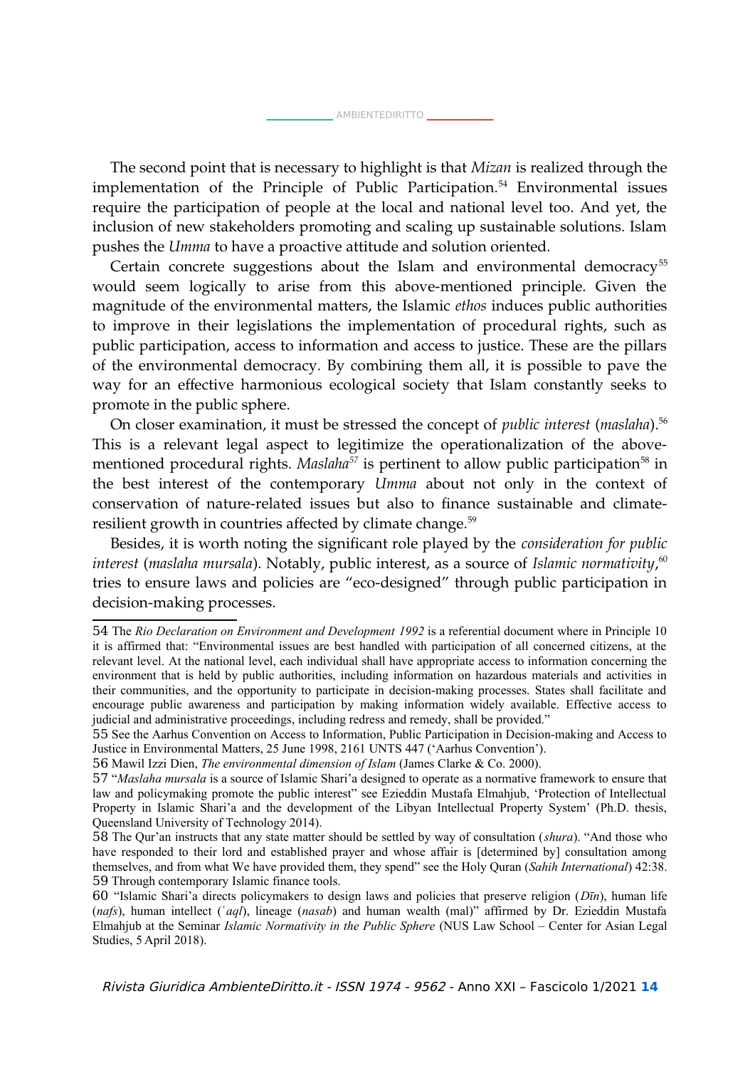The second point that is necessary to highlight is that *Mizan* is realized through the implementation of the Principle of Public Participation.[54] Environmental issues require the participation of people at the local and national level too. And yet, the inclusion of new stakeholders promoting and scaling up sustainable solutions. Islam pushes the *Umma* to have a proactive attitude and solution oriented.

Certain concrete suggestions about the Islam and environmental democracy[55] would seem logically to arise from this above-mentioned principle. Given the magnitude of the environmental matters, the Islamic *ethos* induces public authorities to improve in their legislations the implementation of procedural rights, such as public participation, access to information and access to justice. These are the pillars of the environmental democracy. By combining them all, it is possible to pave the way for an effective harmonious ecological society that Islam constantly seeks to promote in the public sphere.

On closer examination, it must be stressed the concept of *public interest* (*maslaha*).[56] This is a relevant legal aspect to legitimize the operationalization of the above-mentioned procedural rights. *Maslaha*[57] is pertinent to allow public participation[58] in the best interest of the contemporary *Umma* about not only in the context of conservation of nature-related issues but also to finance sustainable and climate-resilient growth in countries affected by climate change.[59]

Besides, it is worth noting the significant role played by the *consideration for public interest* (*maslaha mursala*). Notably, public interest, as a source of *Islamic normativity*,[60] tries to ensure laws and policies are "eco-designed" through public participation in decision-making processes.

---

54 The *Rio Declaration on Environment and Development 1992* is a referential document where in Principle 10 it is affirmed that: "Environmental issues are best handled with participation of all concerned citizens, at the relevant level. At the national level, each individual shall have appropriate access to information concerning the environment that is held by public authorities, including information on hazardous materials and activities in their communities, and the opportunity to participate in decision-making processes. States shall facilitate and encourage public awareness and participation by making information widely available. Effective access to judicial and administrative proceedings, including redress and remedy, shall be provided."

55 See the Aarhus Convention on Access to Information, Public Participation in Decision-making and Access to Justice in Environmental Matters, 25 June 1998, 2161 UNTS 447 ('Aarhus Convention').

56 Mawil Izzi Dien, *The environmental dimension of Islam* (James Clarke & Co. 2000).

57 "*Maslaha mursala* is a source of Islamic Shari'a designed to operate as a normative framework to ensure that law and policymaking promote the public interest" see Ezieddin Mustafa Elmahjub, 'Protection of Intellectual Property in Islamic Shari'a and the development of the Libyan Intellectual Property System' (Ph.D. thesis, Queensland University of Technology 2014).

58 The Qur'an instructs that any state matter should be settled by way of consultation (*shura*). "And those who have responded to their lord and established prayer and whose affair is [determined by] consultation among themselves, and from what We have provided them, they spend" see the Holy Quran (*Sahih International*) 42:38.

59 Through contemporary Islamic finance tools.

60 "Islamic Shari'a directs policymakers to design laws and policies that preserve religion (*Dīn*), human life (*nafs*), human intellect (*ʿaql*), lineage (*nasab*) and human wealth (mal)" affirmed by Dr. Ezieddin Mustafa Elmahjub at the Seminar *Islamic Normativity in the Public Sphere* (NUS Law School – Center for Asian Legal Studies, 5 April 2018).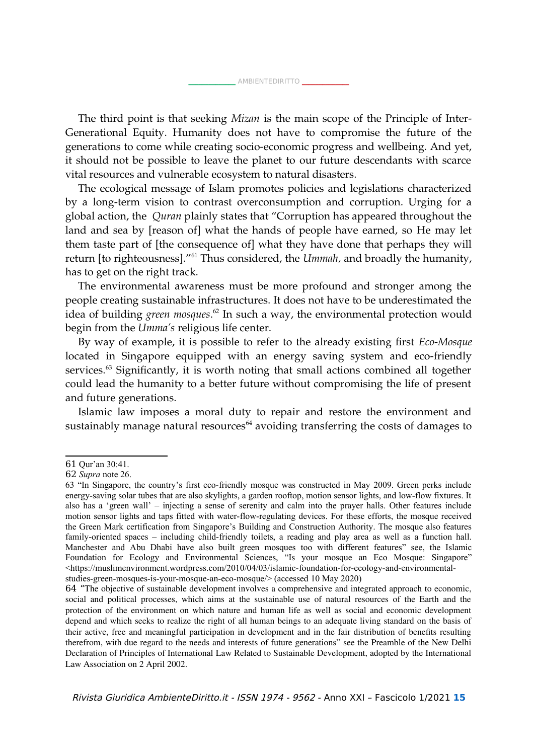The third point is that seeking *Mizan* is the main scope of the Principle of Inter-Generational Equity. Humanity does not have to compromise the future of the generations to come while creating socio-economic progress and wellbeing. And yet, it should not be possible to leave the planet to our future descendants with scarce vital resources and vulnerable ecosystem to natural disasters.

The ecological message of Islam promotes policies and legislations characterized by a long-term vision to contrast overconsumption and corruption. Urging for a global action, the *Quran* plainly states that "Corruption has appeared throughout the land and sea by [reason of] what the hands of people have earned, so He may let them taste part of [the consequence of] what they have done that perhaps they will return [to righteousness]."[61] Thus considered, the *Ummah,* and broadly the humanity, has to get on the right track.

The environmental awareness must be more profound and stronger among the people creating sustainable infrastructures. It does not have to be underestimated the idea of building *green mosques*.[62] In such a way, the environmental protection would begin from the *Umma's* religious life center.

By way of example, it is possible to refer to the already existing first *Eco-Mosque* located in Singapore equipped with an energy saving system and eco-friendly services.[63] Significantly, it is worth noting that small actions combined all together could lead the humanity to a better future without compromising the life of present and future generations.

Islamic law imposes a moral duty to repair and restore the environment and sustainably manage natural resources[64] avoiding transferring the costs of damages to

---

61 Qur'an 30:41.

62 *Supra* note 26.

63 "In Singapore, the country's first eco-friendly mosque was constructed in May 2009. Green perks include energy-saving solar tubes that are also skylights, a garden rooftop, motion sensor lights, and low-flow fixtures. It also has a 'green wall' – injecting a sense of serenity and calm into the prayer halls. Other features include motion sensor lights and taps fitted with water-flow-regulating devices. For these efforts, the mosque received the Green Mark certification from Singapore's Building and Construction Authority. The mosque also features family-oriented spaces – including child-friendly toilets, a reading and play area as well as a function hall. Manchester and Abu Dhabi have also built green mosques too with different features" see, the Islamic Foundation for Ecology and Environmental Sciences, "Is your mosque an Eco Mosque: Singapore" <https://muslimenvironment.wordpress.com/2010/04/03/islamic-foundation-for-ecology-and-environmental-studies-green-mosques-is-your-mosque-an-eco-mosque/> (accessed 10 May 2020)

64 "The objective of sustainable development involves a comprehensive and integrated approach to economic, social and political processes, which aims at the sustainable use of natural resources of the Earth and the protection of the environment on which nature and human life as well as social and economic development depend and which seeks to realize the right of all human beings to an adequate living standard on the basis of their active, free and meaningful participation in development and in the fair distribution of benefits resulting therefrom, with due regard to the needs and interests of future generations" see the Preamble of the New Delhi Declaration of Principles of International Law Related to Sustainable Development, adopted by the International Law Association on 2 April 2002.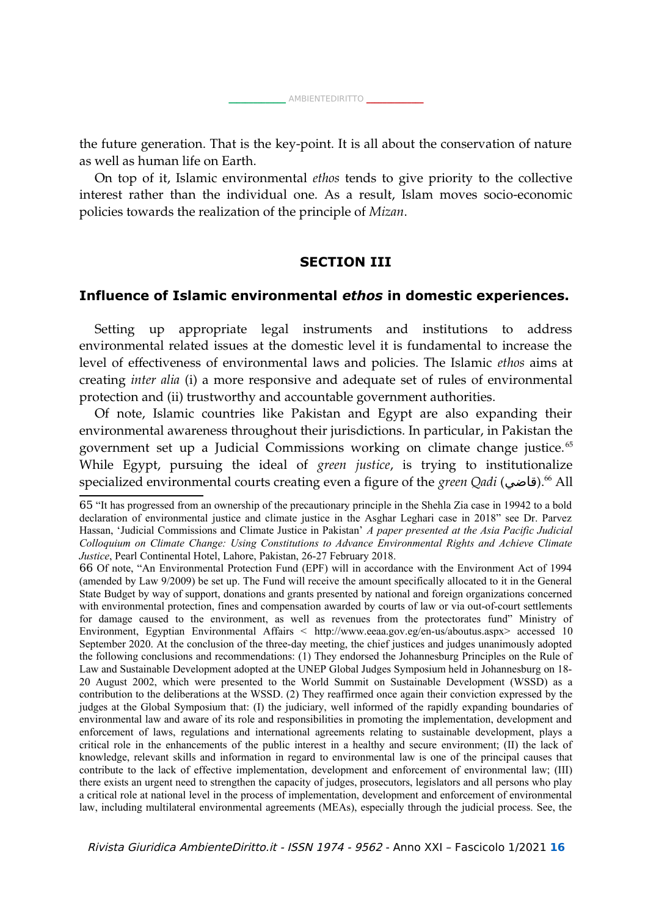the future generation. That is the key-point. It is all about the conservation of nature as well as human life on Earth.

On top of it, Islamic environmental *ethos* tends to give priority to the collective interest rather than the individual one. As a result, Islam moves socio-economic policies towards the realization of the principle of *Mizan*.

## SECTION III

### Influence of Islamic environmental *ethos* in domestic experiences.

Setting up appropriate legal instruments and institutions to address environmental related issues at the domestic level it is fundamental to increase the level of effectiveness of environmental laws and policies. The Islamic *ethos* aims at creating *inter alia* (i) a more responsive and adequate set of rules of environmental protection and (ii) trustworthy and accountable government authorities.

Of note, Islamic countries like Pakistan and Egypt are also expanding their environmental awareness throughout their jurisdictions. In particular, in Pakistan the government set up a Judicial Commissions working on climate change justice.[65] While Egypt, pursuing the ideal of *green justice*, is trying to institutionalize specialized environmental courts creating even a figure of the *green Qadi* (قاضي).[66] All

---

65 "It has progressed from an ownership of the precautionary principle in the Shehla Zia case in 19942 to a bold declaration of environmental justice and climate justice in the Asghar Leghari case in 2018" see Dr. Parvez Hassan, 'Judicial Commissions and Climate Justice in Pakistan' *A paper presented at the Asia Pacific Judicial Colloquium on Climate Change: Using Constitutions to Advance Environmental Rights and Achieve Climate Justice*, Pearl Continental Hotel, Lahore, Pakistan, 26-27 February 2018.

66 Of note, "An Environmental Protection Fund (EPF) will in accordance with the Environment Act of 1994 (amended by Law 9/2009) be set up. The Fund will receive the amount specifically allocated to it in the General State Budget by way of support, donations and grants presented by national and foreign organizations concerned with environmental protection, fines and compensation awarded by courts of law or via out-of-court settlements for damage caused to the environment, as well as revenues from the protectorates fund" Ministry of Environment, Egyptian Environmental Affairs < http://www.eeaa.gov.eg/en-us/aboutus.aspx> accessed 10 September 2020. At the conclusion of the three-day meeting, the chief justices and judges unanimously adopted the following conclusions and recommendations: (1) They endorsed the Johannesburg Principles on the Rule of Law and Sustainable Development adopted at the UNEP Global Judges Symposium held in Johannesburg on 18-20 August 2002, which were presented to the World Summit on Sustainable Development (WSSD) as a contribution to the deliberations at the WSSD. (2) They reaffirmed once again their conviction expressed by the judges at the Global Symposium that: (I) the judiciary, well informed of the rapidly expanding boundaries of environmental law and aware of its role and responsibilities in promoting the implementation, development and enforcement of laws, regulations and international agreements relating to sustainable development, plays a critical role in the enhancements of the public interest in a healthy and secure environment; (II) the lack of knowledge, relevant skills and information in regard to environmental law is one of the principal causes that contribute to the lack of effective implementation, development and enforcement of environmental law; (III) there exists an urgent need to strengthen the capacity of judges, prosecutors, legislators and all persons who play a critical role at national level in the process of implementation, development and enforcement of environmental law, including multilateral environmental agreements (MEAs), especially through the judicial process. See, the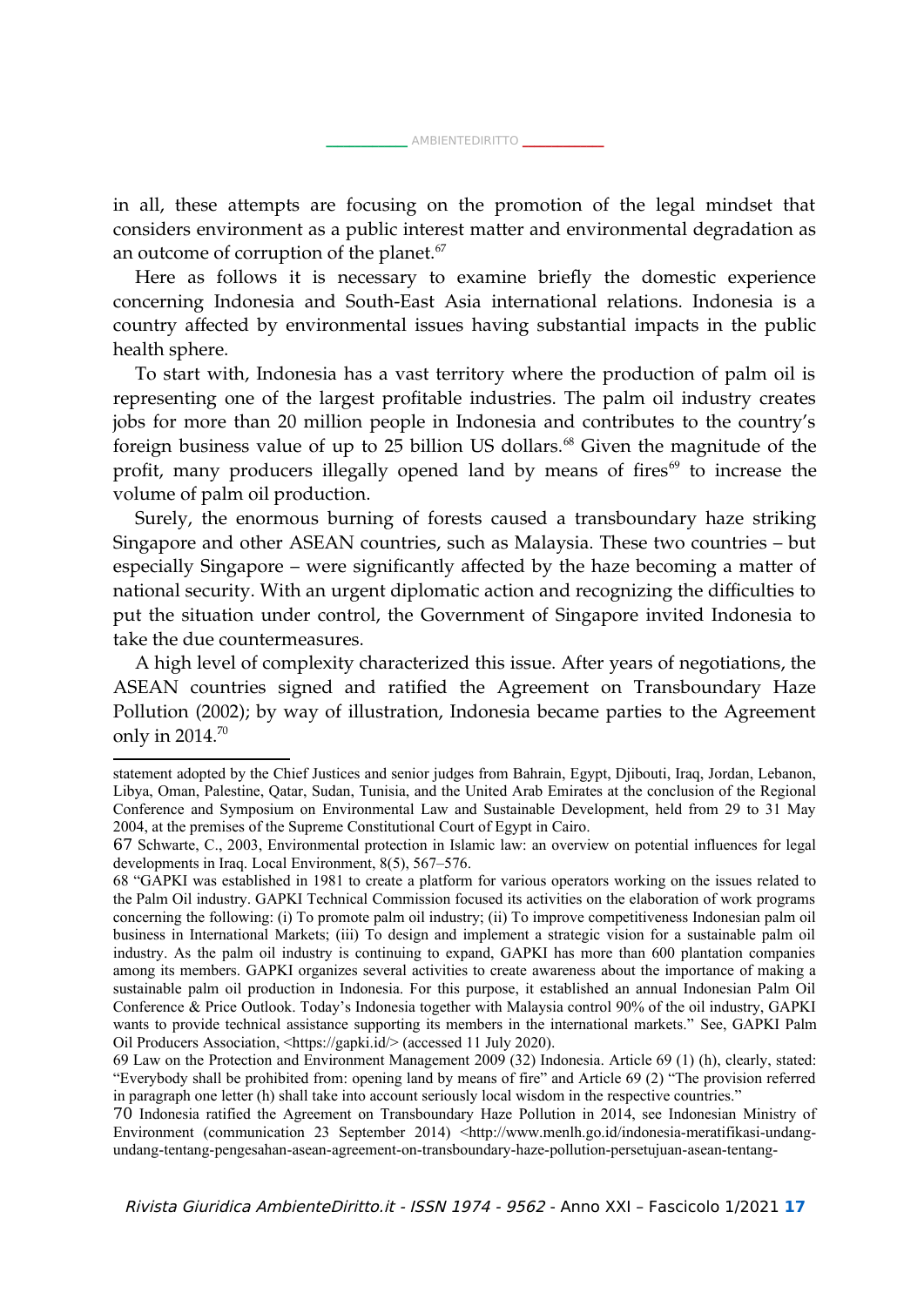in all, these attempts are focusing on the promotion of the legal mindset that considers environment as a public interest matter and environmental degradation as an outcome of corruption of the planet.[67]

Here as follows it is necessary to examine briefly the domestic experience concerning Indonesia and South-East Asia international relations. Indonesia is a country affected by environmental issues having substantial impacts in the public health sphere.

To start with, Indonesia has a vast territory where the production of palm oil is representing one of the largest profitable industries. The palm oil industry creates jobs for more than 20 million people in Indonesia and contributes to the country's foreign business value of up to 25 billion US dollars.[68] Given the magnitude of the profit, many producers illegally opened land by means of fires[69] to increase the volume of palm oil production.

Surely, the enormous burning of forests caused a transboundary haze striking Singapore and other ASEAN countries, such as Malaysia. These two countries – but especially Singapore – were significantly affected by the haze becoming a matter of national security. With an urgent diplomatic action and recognizing the difficulties to put the situation under control, the Government of Singapore invited Indonesia to take the due countermeasures.

A high level of complexity characterized this issue. After years of negotiations, the ASEAN countries signed and ratified the Agreement on Transboundary Haze Pollution (2002); by way of illustration, Indonesia became parties to the Agreement only in 2014.[70]

---

statement adopted by the Chief Justices and senior judges from Bahrain, Egypt, Djibouti, Iraq, Jordan, Lebanon, Libya, Oman, Palestine, Qatar, Sudan, Tunisia, and the United Arab Emirates at the conclusion of the Regional Conference and Symposium on Environmental Law and Sustainable Development, held from 29 to 31 May 2004, at the premises of the Supreme Constitutional Court of Egypt in Cairo.

67 Schwarte, C., 2003, Environmental protection in Islamic law: an overview on potential influences for legal developments in Iraq. Local Environment, 8(5), 567–576.

68 "GAPKI was established in 1981 to create a platform for various operators working on the issues related to the Palm Oil industry. GAPKI Technical Commission focused its activities on the elaboration of work programs concerning the following: (i) To promote palm oil industry; (ii) To improve competitiveness Indonesian palm oil business in International Markets; (iii) To design and implement a strategic vision for a sustainable palm oil industry. As the palm oil industry is continuing to expand, GAPKI has more than 600 plantation companies among its members. GAPKI organizes several activities to create awareness about the importance of making a sustainable palm oil production in Indonesia. For this purpose, it established an annual Indonesian Palm Oil Conference & Price Outlook. Today's Indonesia together with Malaysia control 90% of the oil industry, GAPKI wants to provide technical assistance supporting its members in the international markets." See, GAPKI Palm Oil Producers Association, <https://gapki.id/> (accessed 11 July 2020).

69 Law on the Protection and Environment Management 2009 (32) Indonesia. Article 69 (1) (h), clearly, stated: "Everybody shall be prohibited from: opening land by means of fire" and Article 69 (2) "The provision referred in paragraph one letter (h) shall take into account seriously local wisdom in the respective countries."

70 Indonesia ratified the Agreement on Transboundary Haze Pollution in 2014, see Indonesian Ministry of Environment (communication 23 September 2014) <http://www.menlh.go.id/indonesia-meratifikasi-undang-undang-tentang-pengesahan-asean-agreement-on-transboundary-haze-pollution-persetujuan-asean-tentang-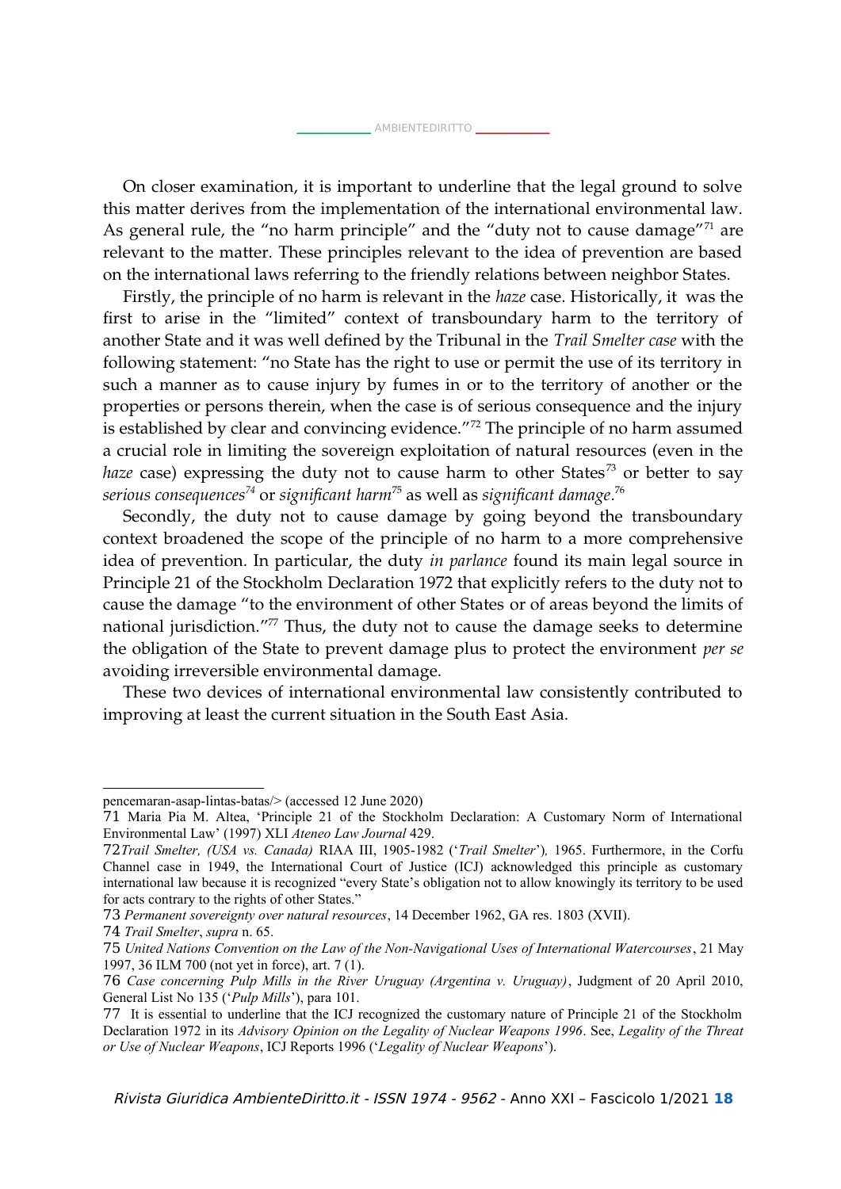On closer examination, it is important to underline that the legal ground to solve this matter derives from the implementation of the international environmental law. As general rule, the "no harm principle" and the "duty not to cause damage"[71] are relevant to the matter. These principles relevant to the idea of prevention are based on the international laws referring to the friendly relations between neighbor States.

Firstly, the principle of no harm is relevant in the *haze* case. Historically, it was the first to arise in the "limited" context of transboundary harm to the territory of another State and it was well defined by the Tribunal in the *Trail Smelter case* with the following statement: "no State has the right to use or permit the use of its territory in such a manner as to cause injury by fumes in or to the territory of another or the properties or persons therein, when the case is of serious consequence and the injury is established by clear and convincing evidence."[72] The principle of no harm assumed a crucial role in limiting the sovereign exploitation of natural resources (even in the *haze* case) expressing the duty not to cause harm to other States[73] or better to say *serious consequences*[74] or *significant harm*[75] as well as *significant damage*.[76]

Secondly, the duty not to cause damage by going beyond the transboundary context broadened the scope of the principle of no harm to a more comprehensive idea of prevention. In particular, the duty *in parlance* found its main legal source in Principle 21 of the Stockholm Declaration 1972 that explicitly refers to the duty not to cause the damage "to the environment of other States or of areas beyond the limits of national jurisdiction."[77] Thus, the duty not to cause the damage seeks to determine the obligation of the State to prevent damage plus to protect the environment *per se* avoiding irreversible environmental damage.

These two devices of international environmental law consistently contributed to improving at least the current situation in the South East Asia.

---

pencemaran-asap-lintas-batas/> (accessed 12 June 2020)

71 Maria Pia M. Altea, 'Principle 21 of the Stockholm Declaration: A Customary Norm of International Environmental Law' (1997) XLI *Ateneo Law Journal* 429.

72 *Trail Smelter, (USA vs. Canada)* RIAA III, 1905-1982 ('*Trail Smelter*'), 1965. Furthermore, in the Corfu Channel case in 1949, the International Court of Justice (ICJ) acknowledged this principle as customary international law because it is recognized "every State's obligation not to allow knowingly its territory to be used for acts contrary to the rights of other States."

73 *Permanent sovereignty over natural resources*, 14 December 1962, GA res. 1803 (XVII).

74 *Trail Smelter*, *supra* n. 65.

75 *United Nations Convention on the Law of the Non-Navigational Uses of International Watercourses*, 21 May 1997, 36 ILM 700 (not yet in force), art. 7 (1).

76 *Case concerning Pulp Mills in the River Uruguay (Argentina v. Uruguay)*, Judgment of 20 April 2010, General List No 135 ('*Pulp Mills*'), para 101.

77 It is essential to underline that the ICJ recognized the customary nature of Principle 21 of the Stockholm Declaration 1972 in its *Advisory Opinion on the Legality of Nuclear Weapons 1996*. See, *Legality of the Threat or Use of Nuclear Weapons*, ICJ Reports 1996 ('*Legality of Nuclear Weapons*').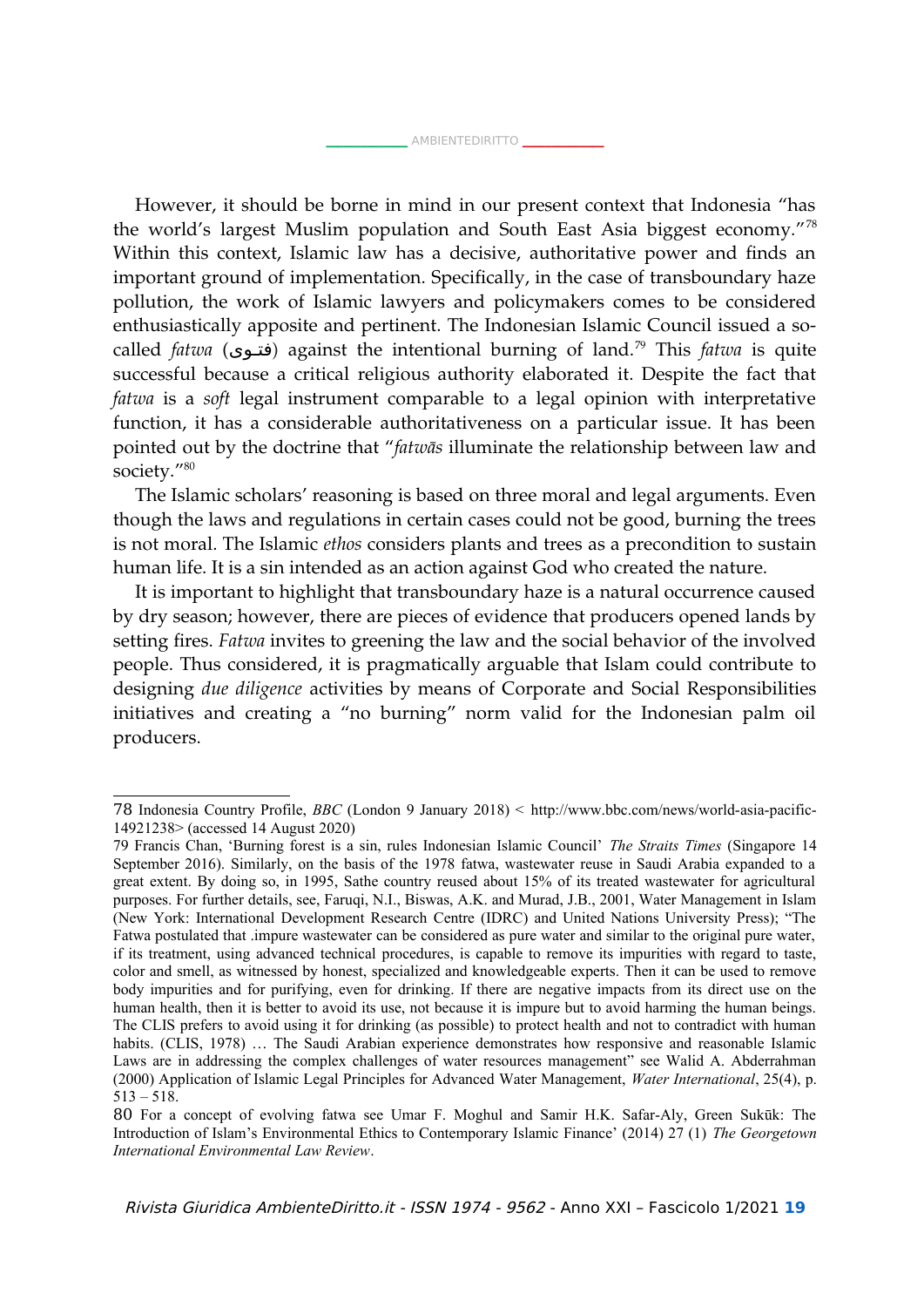However, it should be borne in mind in our present context that Indonesia "has the world's largest Muslim population and South East Asia biggest economy."[78] Within this context, Islamic law has a decisive, authoritative power and finds an important ground of implementation. Specifically, in the case of transboundary haze pollution, the work of Islamic lawyers and policymakers comes to be considered enthusiastically apposite and pertinent. The Indonesian Islamic Council issued a so-called *fatwa* (فتوى) against the intentional burning of land.[79] This *fatwa* is quite successful because a critical religious authority elaborated it. Despite the fact that *fatwa* is a *soft* legal instrument comparable to a legal opinion with interpretative function, it has a considerable authoritativeness on a particular issue. It has been pointed out by the doctrine that "*fatwās* illuminate the relationship between law and society."[80]

The Islamic scholars' reasoning is based on three moral and legal arguments. Even though the laws and regulations in certain cases could not be good, burning the trees is not moral. The Islamic *ethos* considers plants and trees as a precondition to sustain human life. It is a sin intended as an action against God who created the nature.

It is important to highlight that transboundary haze is a natural occurrence caused by dry season; however, there are pieces of evidence that producers opened lands by setting fires. *Fatwa* invites to greening the law and the social behavior of the involved people. Thus considered, it is pragmatically arguable that Islam could contribute to designing *due diligence* activities by means of Corporate and Social Responsibilities initiatives and creating a "no burning" norm valid for the Indonesian palm oil producers.

---

78 Indonesia Country Profile, *BBC* (London 9 January 2018) < http://www.bbc.com/news/world-asia-pacific-14921238> (accessed 14 August 2020)

79 Francis Chan, 'Burning forest is a sin, rules Indonesian Islamic Council' *The Straits Times* (Singapore 14 September 2016). Similarly, on the basis of the 1978 fatwa, wastewater reuse in Saudi Arabia expanded to a great extent. By doing so, in 1995, Sathe country reused about 15% of its treated wastewater for agricultural purposes. For further details, see, Faruqi, N.I., Biswas, A.K. and Murad, J.B., 2001, Water Management in Islam (New York: International Development Research Centre (IDRC) and United Nations University Press); "The Fatwa postulated that .impure wastewater can be considered as pure water and similar to the original pure water, if its treatment, using advanced technical procedures, is capable to remove its impurities with regard to taste, color and smell, as witnessed by honest, specialized and knowledgeable experts. Then it can be used to remove body impurities and for purifying, even for drinking. If there are negative impacts from its direct use on the human health, then it is better to avoid its use, not because it is impure but to avoid harming the human beings. The CLIS prefers to avoid using it for drinking (as possible) to protect health and not to contradict with human habits. (CLIS, 1978) … The Saudi Arabian experience demonstrates how responsive and reasonable Islamic Laws are in addressing the complex challenges of water resources management" see Walid A. Abderrahman (2000) Application of Islamic Legal Principles for Advanced Water Management, *Water International*, 25(4), p. 513 – 518.

80 For a concept of evolving fatwa see Umar F. Moghul and Samir H.K. Safar-Aly, Green Sukūk: The Introduction of Islam's Environmental Ethics to Contemporary Islamic Finance' (2014) 27 (1) *The Georgetown International Environmental Law Review*.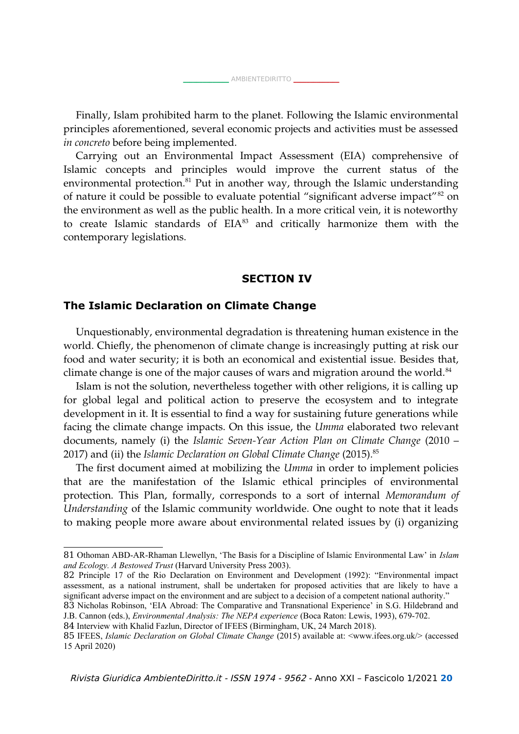Finally, Islam prohibited harm to the planet. Following the Islamic environmental principles aforementioned, several economic projects and activities must be assessed *in concreto* before being implemented.

Carrying out an Environmental Impact Assessment (EIA) comprehensive of Islamic concepts and principles would improve the current status of the environmental protection.[81] Put in another way, through the Islamic understanding of nature it could be possible to evaluate potential "significant adverse impact"[82] on the environment as well as the public health. In a more critical vein, it is noteworthy to create Islamic standards of EIA[83] and critically harmonize them with the contemporary legislations.

## SECTION IV

### The Islamic Declaration on Climate Change

Unquestionably, environmental degradation is threatening human existence in the world. Chiefly, the phenomenon of climate change is increasingly putting at risk our food and water security; it is both an economical and existential issue. Besides that, climate change is one of the major causes of wars and migration around the world.[84]

Islam is not the solution, nevertheless together with other religions, it is calling up for global legal and political action to preserve the ecosystem and to integrate development in it. It is essential to find a way for sustaining future generations while facing the climate change impacts. On this issue, the *Umma* elaborated two relevant documents, namely (i) the *Islamic Seven-Year Action Plan on Climate Change* (2010 – 2017) and (ii) the *Islamic Declaration on Global Climate Change* (2015).[85]

The first document aimed at mobilizing the *Umma* in order to implement policies that are the manifestation of the Islamic ethical principles of environmental protection. This Plan, formally, corresponds to a sort of internal *Memorandum of Understanding* of the Islamic community worldwide. One ought to note that it leads to making people more aware about environmental related issues by (i) organizing

---

81 Othoman ABD-AR-Rhaman Llewellyn, 'The Basis for a Discipline of Islamic Environmental Law' in *Islam and Ecology. A Bestowed Trust* (Harvard University Press 2003).

82 Principle 17 of the Rio Declaration on Environment and Development (1992): "Environmental impact assessment, as a national instrument, shall be undertaken for proposed activities that are likely to have a significant adverse impact on the environment and are subject to a decision of a competent national authority."

83 Nicholas Robinson, 'EIA Abroad: The Comparative and Transnational Experience' in S.G. Hildebrand and J.B. Cannon (eds.), *Environmental Analysis: The NEPA experience* (Boca Raton: Lewis, 1993), 679-702.

84 Interview with Khalid Fazlun, Director of IFEES (Birmingham, UK, 24 March 2018).

85 IFEES, *Islamic Declaration on Global Climate Change* (2015) available at: <www.ifees.org.uk/> (accessed 15 April 2020)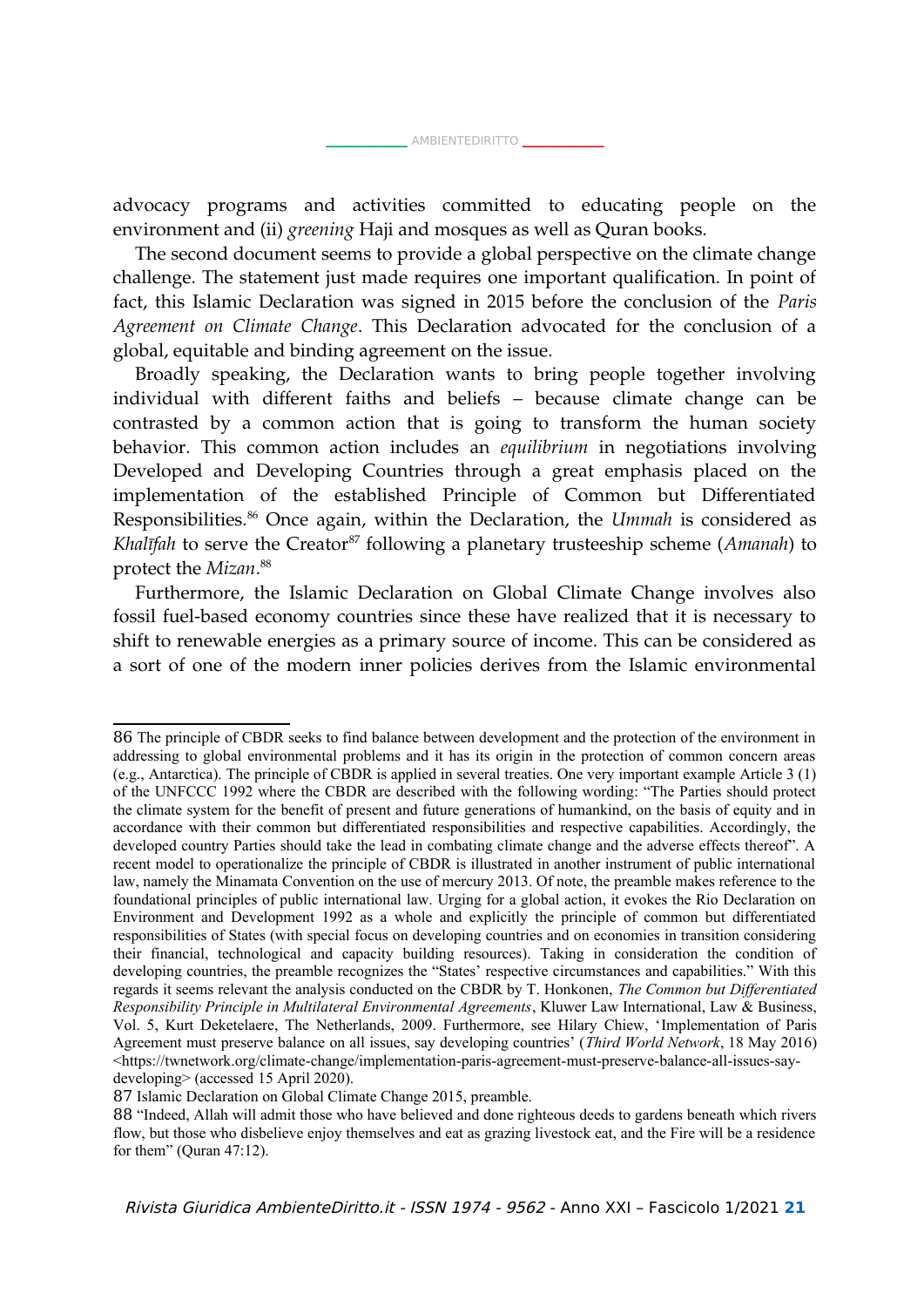advocacy programs and activities committed to educating people on the environment and (ii) *greening* Haji and mosques as well as Quran books.

The second document seems to provide a global perspective on the climate change challenge. The statement just made requires one important qualification. In point of fact, this Islamic Declaration was signed in 2015 before the conclusion of the *Paris Agreement on Climate Change*. This Declaration advocated for the conclusion of a global, equitable and binding agreement on the issue.

Broadly speaking, the Declaration wants to bring people together involving individual with different faiths and beliefs – because climate change can be contrasted by a common action that is going to transform the human society behavior. This common action includes an *equilibrium* in negotiations involving Developed and Developing Countries through a great emphasis placed on the implementation of the established Principle of Common but Differentiated Responsibilities.[86] Once again, within the Declaration, the *Ummah* is considered as *Khalīfah* to serve the Creator[87] following a planetary trusteeship scheme (*Amanah*) to protect the *Mizan*.[88]

Furthermore, the Islamic Declaration on Global Climate Change involves also fossil fuel-based economy countries since these have realized that it is necessary to shift to renewable energies as a primary source of income. This can be considered as a sort of one of the modern inner policies derives from the Islamic environmental

---

86 The principle of CBDR seeks to find balance between development and the protection of the environment in addressing to global environmental problems and it has its origin in the protection of common concern areas (e.g., Antarctica). The principle of CBDR is applied in several treaties. One very important example Article 3 (1) of the UNFCCC 1992 where the CBDR are described with the following wording: "The Parties should protect the climate system for the benefit of present and future generations of humankind, on the basis of equity and in accordance with their common but differentiated responsibilities and respective capabilities. Accordingly, the developed country Parties should take the lead in combating climate change and the adverse effects thereof". A recent model to operationalize the principle of CBDR is illustrated in another instrument of public international law, namely the Minamata Convention on the use of mercury 2013. Of note, the preamble makes reference to the foundational principles of public international law. Urging for a global action, it evokes the Rio Declaration on Environment and Development 1992 as a whole and explicitly the principle of common but differentiated responsibilities of States (with special focus on developing countries and on economies in transition considering their financial, technological and capacity building resources). Taking in consideration the condition of developing countries, the preamble recognizes the "States' respective circumstances and capabilities." With this regards it seems relevant the analysis conducted on the CBDR by T. Honkonen, *The Common but Differentiated Responsibility Principle in Multilateral Environmental Agreements*, Kluwer Law International, Law & Business, Vol. 5, Kurt Deketelaere, The Netherlands, 2009. Furthermore, see Hilary Chiew, 'Implementation of Paris Agreement must preserve balance on all issues, say developing countries' (*Third World Network*, 18 May 2016) <https://twnetwork.org/climate-change/implementation-paris-agreement-must-preserve-balance-all-issues-say-developing> (accessed 15 April 2020).

87 Islamic Declaration on Global Climate Change 2015, preamble.

88 "Indeed, Allah will admit those who have believed and done righteous deeds to gardens beneath which rivers flow, but those who disbelieve enjoy themselves and eat as grazing livestock eat, and the Fire will be a residence for them" (Quran 47:12).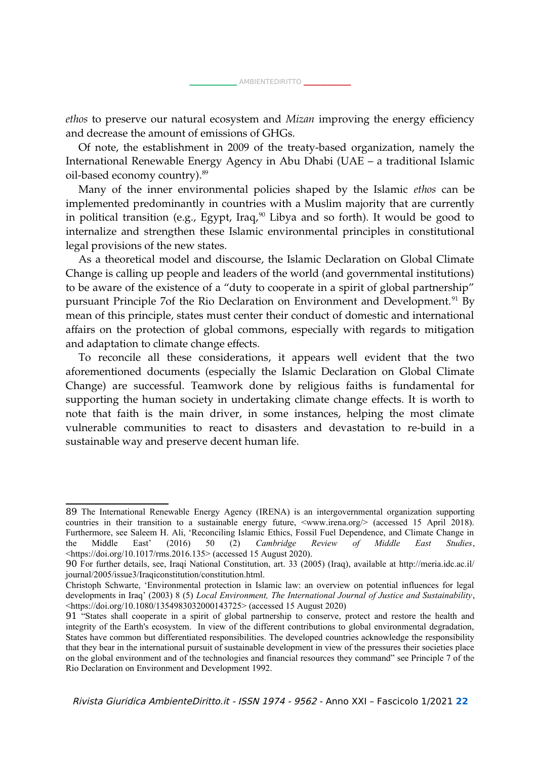*ethos* to preserve our natural ecosystem and *Mizan* improving the energy efficiency and decrease the amount of emissions of GHGs.

Of note, the establishment in 2009 of the treaty-based organization, namely the International Renewable Energy Agency in Abu Dhabi (UAE – a traditional Islamic oil-based economy country).[89]

Many of the inner environmental policies shaped by the Islamic *ethos* can be implemented predominantly in countries with a Muslim majority that are currently in political transition (e.g., Egypt, Iraq,[90] Libya and so forth). It would be good to internalize and strengthen these Islamic environmental principles in constitutional legal provisions of the new states.

As a theoretical model and discourse, the Islamic Declaration on Global Climate Change is calling up people and leaders of the world (and governmental institutions) to be aware of the existence of a "duty to cooperate in a spirit of global partnership" pursuant Principle 7of the Rio Declaration on Environment and Development.[91] By mean of this principle, states must center their conduct of domestic and international affairs on the protection of global commons, especially with regards to mitigation and adaptation to climate change effects.

To reconcile all these considerations, it appears well evident that the two aforementioned documents (especially the Islamic Declaration on Global Climate Change) are successful. Teamwork done by religious faiths is fundamental for supporting the human society in undertaking climate change effects. It is worth to note that faith is the main driver, in some instances, helping the most climate vulnerable communities to react to disasters and devastation to re-build in a sustainable way and preserve decent human life.

---

89 The International Renewable Energy Agency (IRENA) is an intergovernmental organization supporting countries in their transition to a sustainable energy future, <www.irena.org/> (accessed 15 April 2018). Furthermore, see Saleem H. Ali, 'Reconciling Islamic Ethics, Fossil Fuel Dependence, and Climate Change in the Middle East' (2016) 50 (2) *Cambridge Review of Middle East Studies*, <https://doi.org/10.1017/rms.2016.135> (accessed 15 August 2020).

90 For further details, see, Iraqi National Constitution, art. 33 (2005) (Iraq), available at http://meria.idc.ac.il/journal/2005/issue3/Iraqiconstitution/constitution.html.

Christoph Schwarte, 'Environmental protection in Islamic law: an overview on potential influences for legal developments in Iraq' (2003) 8 (5) *Local Environment, The International Journal of Justice and Sustainability*, <https://doi.org/10.1080/1354983032000143725> (accessed 15 August 2020)

91 "States shall cooperate in a spirit of global partnership to conserve, protect and restore the health and integrity of the Earth's ecosystem. In view of the different contributions to global environmental degradation, States have common but differentiated responsibilities. The developed countries acknowledge the responsibility that they bear in the international pursuit of sustainable development in view of the pressures their societies place on the global environment and of the technologies and financial resources they command" see Principle 7 of the Rio Declaration on Environment and Development 1992.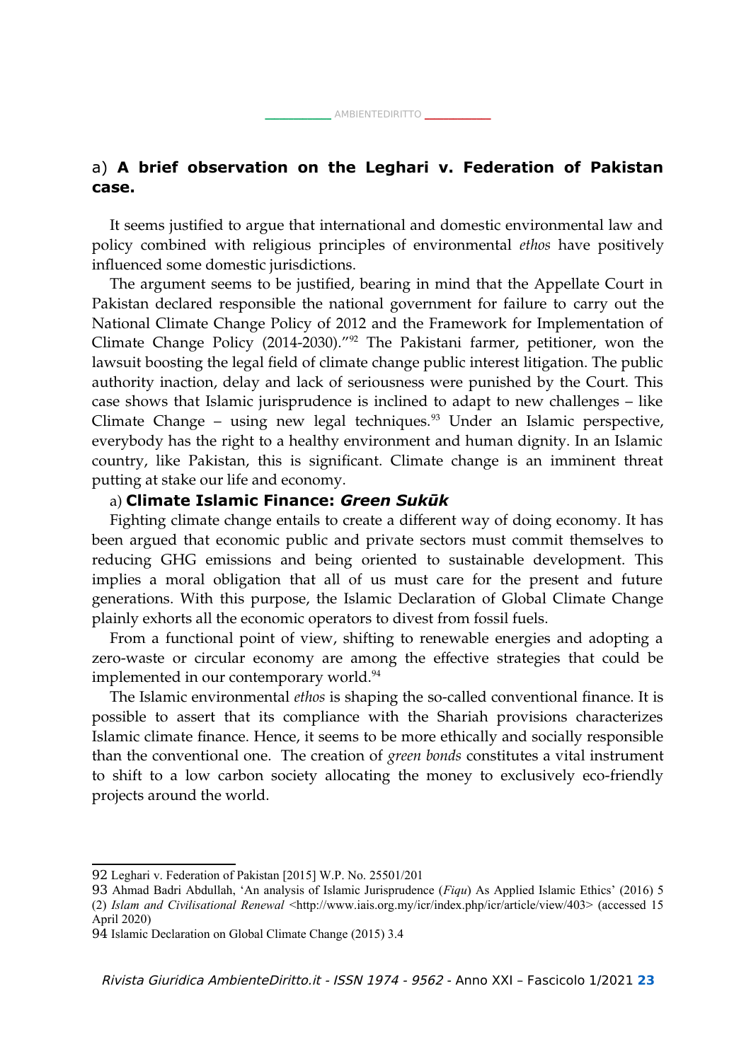## a) **A brief observation on the Leghari v. Federation of Pakistan case.**

It seems justified to argue that international and domestic environmental law and policy combined with religious principles of environmental *ethos* have positively influenced some domestic jurisdictions.

The argument seems to be justified, bearing in mind that the Appellate Court in Pakistan declared responsible the national government for failure to carry out the National Climate Change Policy of 2012 and the Framework for Implementation of Climate Change Policy (2014-2030)."[92] The Pakistani farmer, petitioner, won the lawsuit boosting the legal field of climate change public interest litigation. The public authority inaction, delay and lack of seriousness were punished by the Court. This case shows that Islamic jurisprudence is inclined to adapt to new challenges – like Climate Change – using new legal techniques.[93] Under an Islamic perspective, everybody has the right to a healthy environment and human dignity. In an Islamic country, like Pakistan, this is significant. Climate change is an imminent threat putting at stake our life and economy.

### a) **Climate Islamic Finance: *Green Sukūk***

Fighting climate change entails to create a different way of doing economy. It has been argued that economic public and private sectors must commit themselves to reducing GHG emissions and being oriented to sustainable development. This implies a moral obligation that all of us must care for the present and future generations. With this purpose, the Islamic Declaration of Global Climate Change plainly exhorts all the economic operators to divest from fossil fuels.

From a functional point of view, shifting to renewable energies and adopting a zero-waste or circular economy are among the effective strategies that could be implemented in our contemporary world.[94]

The Islamic environmental *ethos* is shaping the so-called conventional finance. It is possible to assert that its compliance with the Shariah provisions characterizes Islamic climate finance. Hence, it seems to be more ethically and socially responsible than the conventional one. The creation of *green bonds* constitutes a vital instrument to shift to a low carbon society allocating the money to exclusively eco-friendly projects around the world.

---

92 Leghari v. Federation of Pakistan [2015] W.P. No. 25501/201

93 Ahmad Badri Abdullah, 'An analysis of Islamic Jurisprudence (*Fiqu*) As Applied Islamic Ethics' (2016) 5 (2) *Islam and Civilisational Renewal* <http://www.iais.org.my/icr/index.php/icr/article/view/403> (accessed 15 April 2020)

94 Islamic Declaration on Global Climate Change (2015) 3.4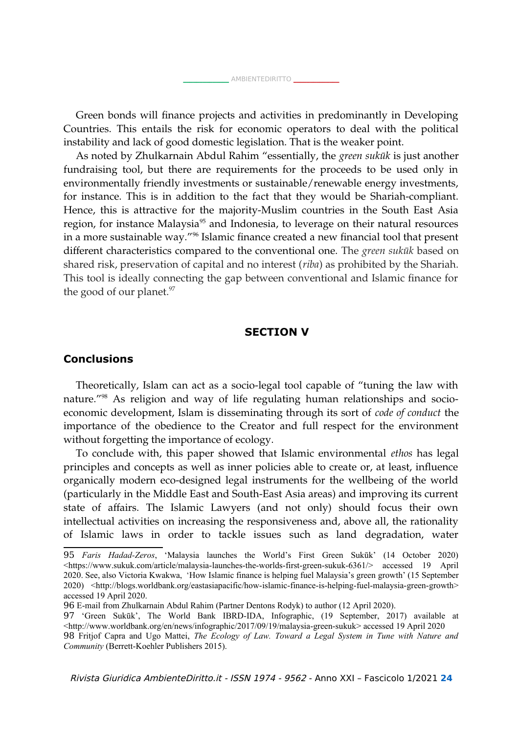Green bonds will finance projects and activities in predominantly in Developing Countries. This entails the risk for economic operators to deal with the political instability and lack of good domestic legislation. That is the weaker point.

As noted by Zhulkarnain Abdul Rahim "essentially, the *green sukūk* is just another fundraising tool, but there are requirements for the proceeds to be used only in environmentally friendly investments or sustainable/renewable energy investments, for instance. This is in addition to the fact that they would be Shariah-compliant. Hence, this is attractive for the majority-Muslim countries in the South East Asia region, for instance Malaysia[95] and Indonesia, to leverage on their natural resources in a more sustainable way."[96] Islamic finance created a new financial tool that present different characteristics compared to the conventional one. The *green sukūk* based on shared risk, preservation of capital and no interest (*riba*) as prohibited by the Shariah. This tool is ideally connecting the gap between conventional and Islamic finance for the good of our planet.[97]

## SECTION V

### Conclusions

Theoretically, Islam can act as a socio-legal tool capable of "tuning the law with nature."[98] As religion and way of life regulating human relationships and socio-economic development, Islam is disseminating through its sort of *code of conduct* the importance of the obedience to the Creator and full respect for the environment without forgetting the importance of ecology.

To conclude with, this paper showed that Islamic environmental *ethos* has legal principles and concepts as well as inner policies able to create or, at least, influence organically modern eco-designed legal instruments for the wellbeing of the world (particularly in the Middle East and South-East Asia areas) and improving its current state of affairs. The Islamic Lawyers (and not only) should focus their own intellectual activities on increasing the responsiveness and, above all, the rationality of Islamic laws in order to tackle issues such as land degradation, water

---

95 *Faris Hadad-Zeros*, 'Malaysia launches the World's First Green Sukūk' (14 October 2020) <https://www.sukuk.com/article/malaysia-launches-the-worlds-first-green-sukuk-6361/> accessed 19 April 2020. See, also Victoria Kwakwa, 'How Islamic finance is helping fuel Malaysia's green growth' (15 September 2020) <http://blogs.worldbank.org/eastasiapacific/how-islamic-finance-is-helping-fuel-malaysia-green-growth> accessed 19 April 2020.

96 E-mail from Zhulkarnain Abdul Rahim (Partner Dentons Rodyk) to author (12 April 2020).

97 'Green Sukūk', The World Bank IBRD-IDA, Infographic, (19 September, 2017) available at <http://www.worldbank.org/en/news/infographic/2017/09/19/malaysia-green-sukuk> accessed 19 April 2020

98 Fritjof Capra and Ugo Mattei, *The Ecology of Law. Toward a Legal System in Tune with Nature and Community* (Berrett-Koehler Publishers 2015).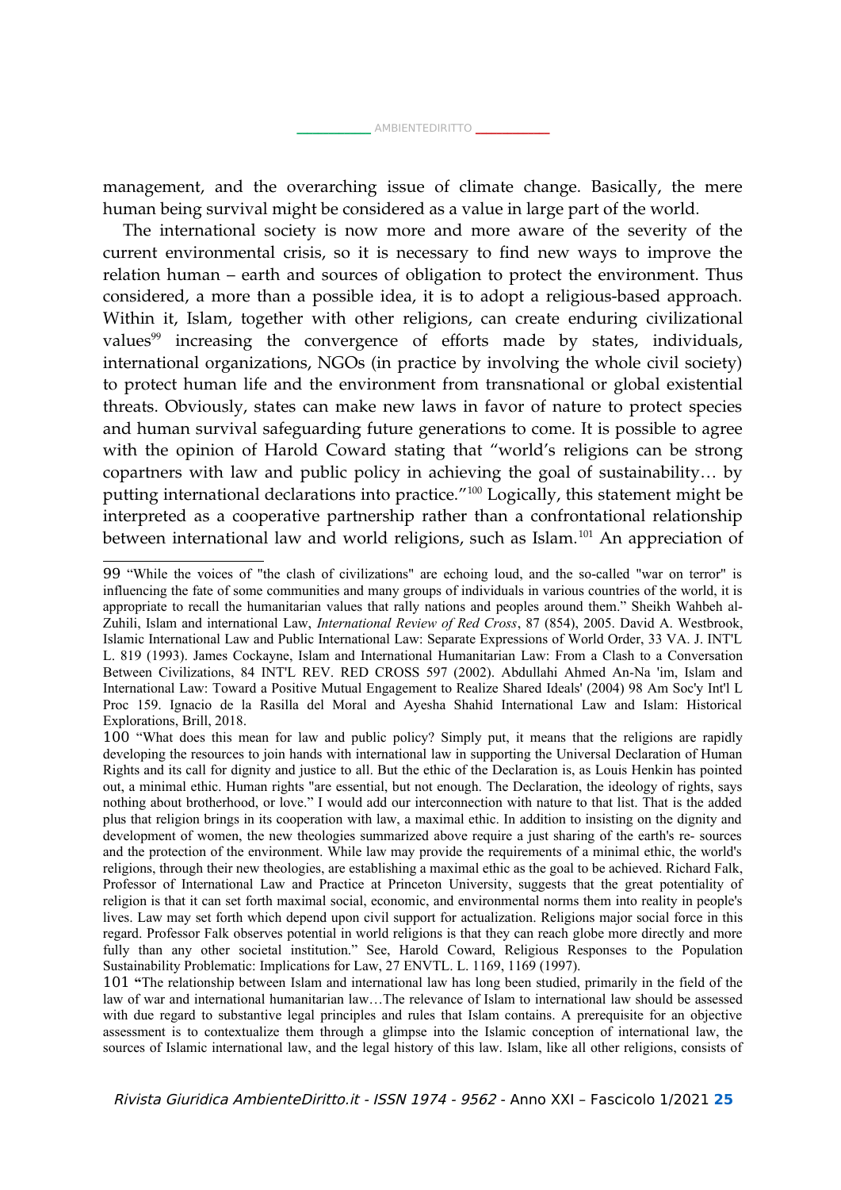management, and the overarching issue of climate change. Basically, the mere human being survival might be considered as a value in large part of the world.

The international society is now more and more aware of the severity of the current environmental crisis, so it is necessary to find new ways to improve the relation human – earth and sources of obligation to protect the environment. Thus considered, a more than a possible idea, it is to adopt a religious-based approach. Within it, Islam, together with other religions, can create enduring civilizational values[99] increasing the convergence of efforts made by states, individuals, international organizations, NGOs (in practice by involving the whole civil society) to protect human life and the environment from transnational or global existential threats. Obviously, states can make new laws in favor of nature to protect species and human survival safeguarding future generations to come. It is possible to agree with the opinion of Harold Coward stating that "world's religions can be strong copartners with law and public policy in achieving the goal of sustainability… by putting international declarations into practice."[100] Logically, this statement might be interpreted as a cooperative partnership rather than a confrontational relationship between international law and world religions, such as Islam.[101] An appreciation of

---

99 "While the voices of "the clash of civilizations" are echoing loud, and the so-called "war on terror" is influencing the fate of some communities and many groups of individuals in various countries of the world, it is appropriate to recall the humanitarian values that rally nations and peoples around them." Sheikh Wahbeh al-Zuhili, Islam and international Law, *International Review of Red Cross*, 87 (854), 2005. David A. Westbrook, Islamic International Law and Public International Law: Separate Expressions of World Order, 33 VA. J. INT'L L. 819 (1993). James Cockayne, Islam and International Humanitarian Law: From a Clash to a Conversation Between Civilizations, 84 INT'L REV. RED CROSS 597 (2002). Abdullahi Ahmed An-Na 'im, Islam and International Law: Toward a Positive Mutual Engagement to Realize Shared Ideals' (2004) 98 Am Soc'y Int'l L Proc 159. Ignacio de la Rasilla del Moral and Ayesha Shahid International Law and Islam: Historical Explorations, Brill, 2018.

100 "What does this mean for law and public policy? Simply put, it means that the religions are rapidly developing the resources to join hands with international law in supporting the Universal Declaration of Human Rights and its call for dignity and justice to all. But the ethic of the Declaration is, as Louis Henkin has pointed out, a minimal ethic. Human rights "are essential, but not enough. The Declaration, the ideology of rights, says nothing about brotherhood, or love." I would add our interconnection with nature to that list. That is the added plus that religion brings in its cooperation with law, a maximal ethic. In addition to insisting on the dignity and development of women, the new theologies summarized above require a just sharing of the earth's re- sources and the protection of the environment. While law may provide the requirements of a minimal ethic, the world's religions, through their new theologies, are establishing a maximal ethic as the goal to be achieved. Richard Falk, Professor of International Law and Practice at Princeton University, suggests that the great potentiality of religion is that it can set forth maximal social, economic, and environmental norms them into reality in people's lives. Law may set forth which depend upon civil support for actualization. Religions major social force in this regard. Professor Falk observes potential in world religions is that they can reach globe more directly and more fully than any other societal institution." See, Harold Coward, Religious Responses to the Population Sustainability Problematic: Implications for Law, 27 ENVTL. L. 1169, 1169 (1997).

101 "The relationship between Islam and international law has long been studied, primarily in the field of the law of war and international humanitarian law…The relevance of Islam to international law should be assessed with due regard to substantive legal principles and rules that Islam contains. A prerequisite for an objective assessment is to contextualize them through a glimpse into the Islamic conception of international law, the sources of Islamic international law, and the legal history of this law. Islam, like all other religions, consists of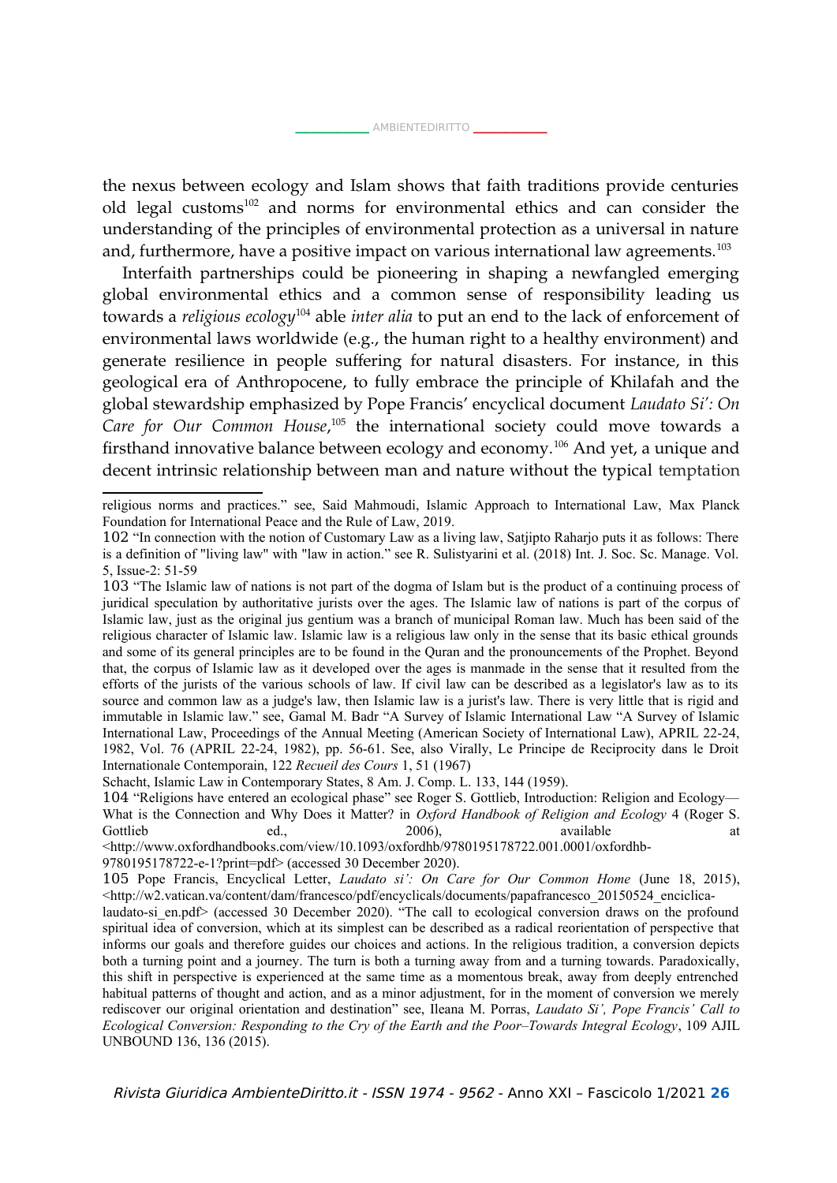the nexus between ecology and Islam shows that faith traditions provide centuries old legal customs[102] and norms for environmental ethics and can consider the understanding of the principles of environmental protection as a universal in nature and, furthermore, have a positive impact on various international law agreements.[103]

Interfaith partnerships could be pioneering in shaping a newfangled emerging global environmental ethics and a common sense of responsibility leading us towards a *religious ecology*[104] able *inter alia* to put an end to the lack of enforcement of environmental laws worldwide (e.g., the human right to a healthy environment) and generate resilience in people suffering for natural disasters. For instance, in this geological era of Anthropocene, to fully embrace the principle of Khilafah and the global stewardship emphasized by Pope Francis' encyclical document *Laudato Si': On Care for Our Common House*,[105] the international society could move towards a firsthand innovative balance between ecology and economy.[106] And yet, a unique and decent intrinsic relationship between man and nature without the typical temptation

---

religious norms and practices." see, Said Mahmoudi, Islamic Approach to International Law, Max Planck Foundation for International Peace and the Rule of Law, 2019.

102 "In connection with the notion of Customary Law as a living law, Satjipto Raharjo puts it as follows: There is a definition of "living law" with "law in action." see R. Sulistyarini et al. (2018) Int. J. Soc. Sc. Manage. Vol. 5, Issue-2: 51-59

103 "The Islamic law of nations is not part of the dogma of Islam but is the product of a continuing process of juridical speculation by authoritative jurists over the ages. The Islamic law of nations is part of the corpus of Islamic law, just as the original jus gentium was a branch of municipal Roman law. Much has been said of the religious character of Islamic law. Islamic law is a religious law only in the sense that its basic ethical grounds and some of its general principles are to be found in the Quran and the pronouncements of the Prophet. Beyond that, the corpus of Islamic law as it developed over the ages is manmade in the sense that it resulted from the efforts of the jurists of the various schools of law. If civil law can be described as a legislator's law as to its source and common law as a judge's law, then Islamic law is a jurist's law. There is very little that is rigid and immutable in Islamic law." see, Gamal M. Badr "A Survey of Islamic International Law "A Survey of Islamic International Law, Proceedings of the Annual Meeting (American Society of International Law), APRIL 22-24, 1982, Vol. 76 (APRIL 22-24, 1982), pp. 56-61. See, also Virally, Le Principe de Reciprocity dans le Droit Internationale Contemporain, 122 *Recueil des Cours* 1, 51 (1967)

Schacht, Islamic Law in Contemporary States, 8 Am. J. Comp. L. 133, 144 (1959).

104 "Religions have entered an ecological phase" see Roger S. Gottlieb, Introduction: Religion and Ecology—What is the Connection and Why Does it Matter? in *Oxford Handbook of Religion and Ecology* 4 (Roger S. Gottlieb ed., 2006), available at <http://www.oxfordhandbooks.com/view/10.1093/oxfordhb/9780195178722.001.0001/oxfordhb-9780195178722-e-1?print=pdf> (accessed 30 December 2020).

105 Pope Francis, Encyclical Letter, *Laudato si': On Care for Our Common Home* (June 18, 2015), <http://w2.vatican.va/content/dam/francesco/pdf/encyclicals/documents/papafrancesco_20150524_enciclica-laudato-si_en.pdf> (accessed 30 December 2020). "The call to ecological conversion draws on the profound spiritual idea of conversion, which at its simplest can be described as a radical reorientation of perspective that informs our goals and therefore guides our choices and actions. In the religious tradition, a conversion depicts both a turning point and a journey. The turn is both a turning away from and a turning towards. Paradoxically, this shift in perspective is experienced at the same time as a momentous break, away from deeply entrenched habitual patterns of thought and action, and as a minor adjustment, for in the moment of conversion we merely rediscover our original orientation and destination" see, Ileana M. Porras, *Laudato Si', Pope Francis' Call to Ecological Conversion: Responding to the Cry of the Earth and the Poor–Towards Integral Ecology*, 109 AJIL UNBOUND 136, 136 (2015).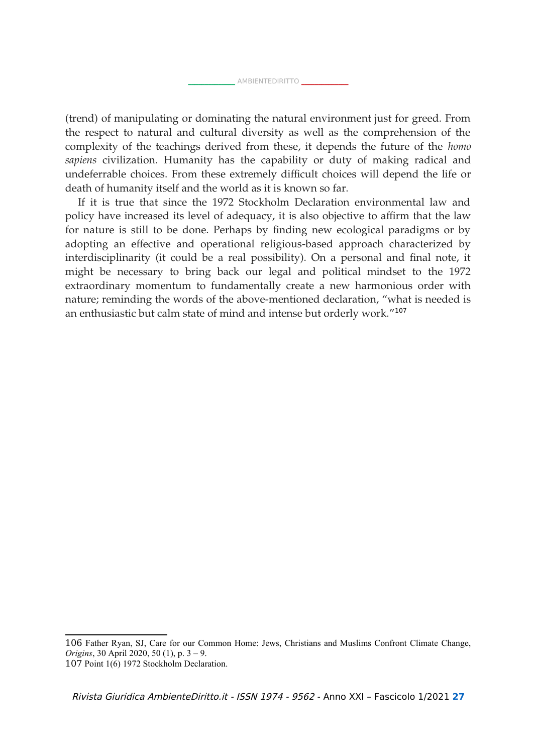(trend) of manipulating or dominating the natural environment just for greed. From the respect to natural and cultural diversity as well as the comprehension of the complexity of the teachings derived from these, it depends the future of the *homo sapiens* civilization. Humanity has the capability or duty of making radical and undeferrable choices. From these extremely difficult choices will depend the life or death of humanity itself and the world as it is known so far.

If it is true that since the 1972 Stockholm Declaration environmental law and policy have increased its level of adequacy, it is also objective to affirm that the law for nature is still to be done. Perhaps by finding new ecological paradigms or by adopting an effective and operational religious-based approach characterized by interdisciplinarity (it could be a real possibility). On a personal and final note, it might be necessary to bring back our legal and political mindset to the 1972 extraordinary momentum to fundamentally create a new harmonious order with nature; reminding the words of the above-mentioned declaration, "what is needed is an enthusiastic but calm state of mind and intense but orderly work."[107]

---

106 Father Ryan, SJ, Care for our Common Home: Jews, Christians and Muslims Confront Climate Change, *Origins*, 30 April 2020, 50 (1), p. 3 – 9.

107 Point 1(6) 1972 Stockholm Declaration.